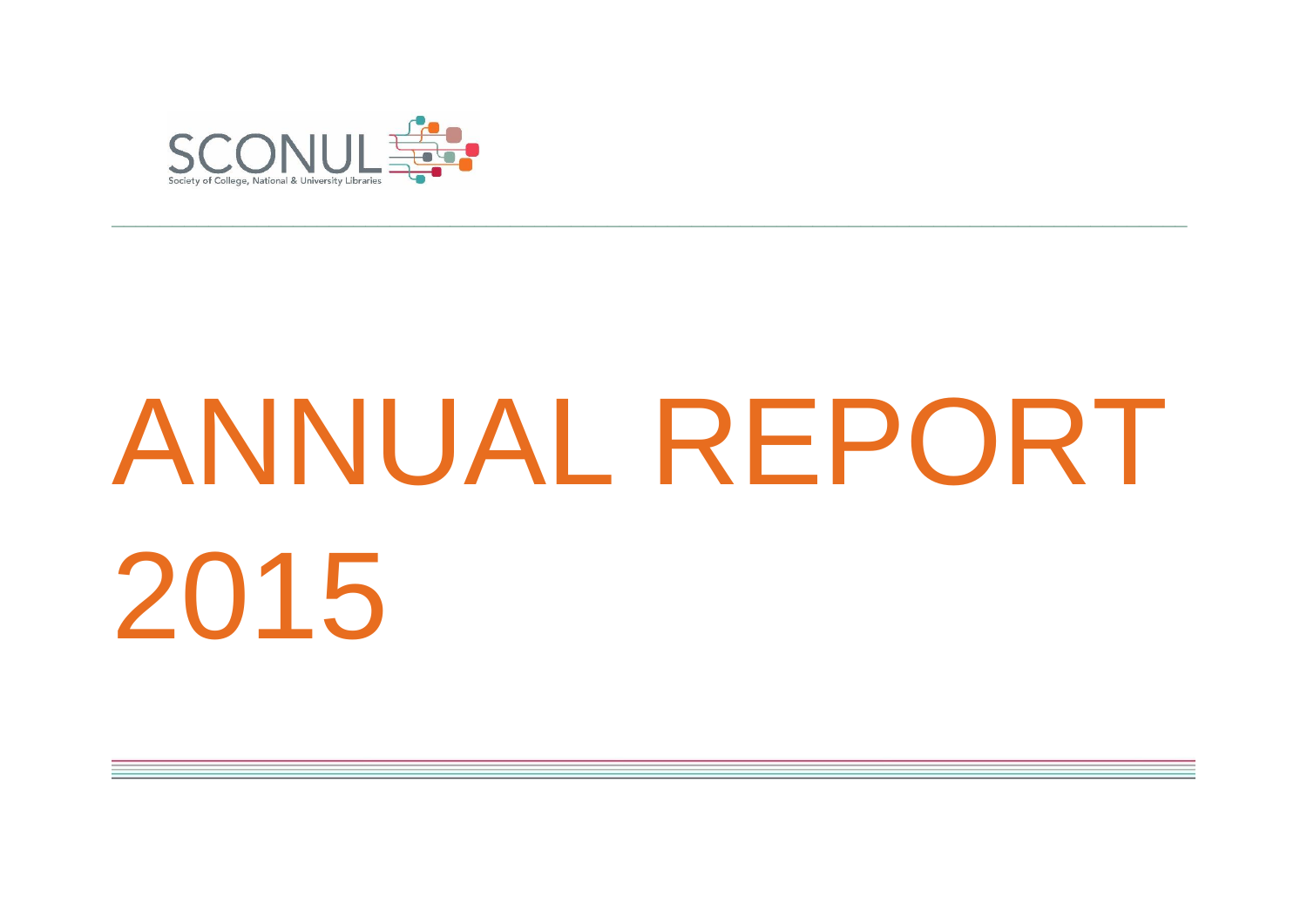SCONUL

Society of College, National & University Libraries

# ANNUAL REPORT 2015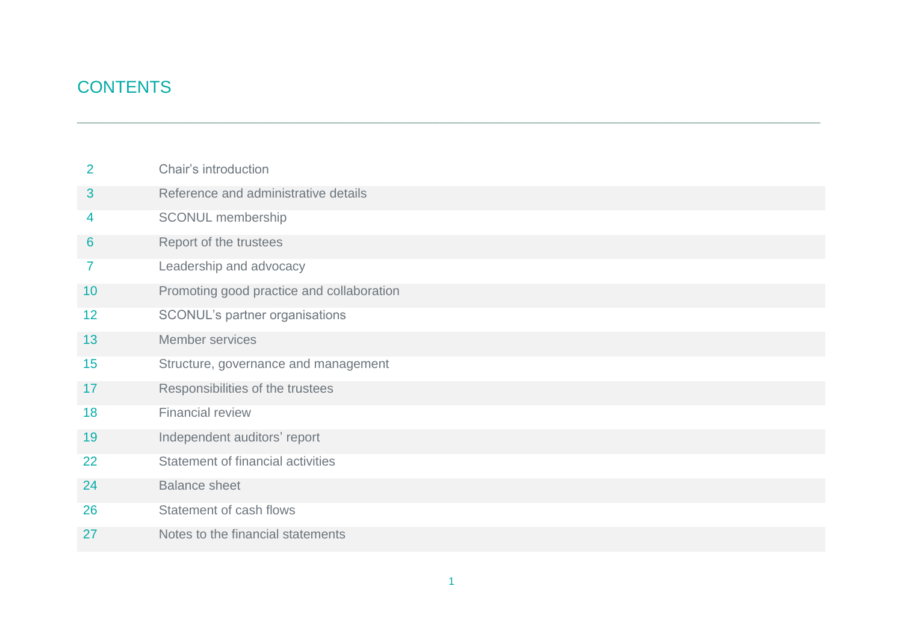# CONTENTS

| | |
|---|---|
| 2 | Chair's introduction |
| 3 | Reference and administrative details |
| 4 | SCONUL membership |
| 6 | Report of the trustees |
| 7 | Leadership and advocacy |
| 10 | Promoting good practice and collaboration |
| 12 | SCONUL's partner organisations |
| 13 | Member services |
| 15 | Structure, governance and management |
| 17 | Responsibilities of the trustees |
| 18 | Financial review |
| 19 | Independent auditors' report |
| 22 | Statement of financial activities |
| 24 | Balance sheet |
| 26 | Statement of cash flows |
| 27 | Notes to the financial statements |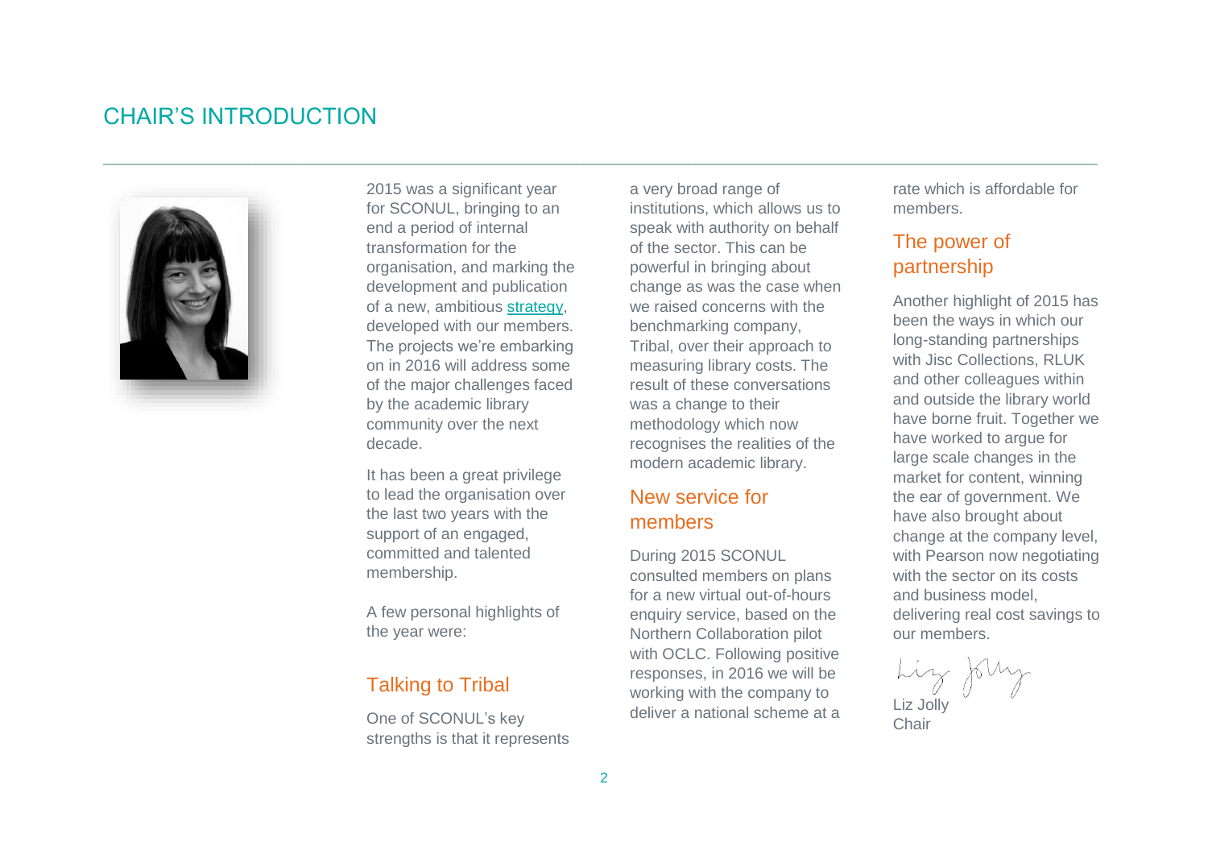# CHAIR'S INTRODUCTION

2015 was a significant year for SCONUL, bringing to an end a period of internal transformation for the organisation, and marking the development and publication of a new, ambitious strategy, developed with our members. The projects we're embarking on in 2016 will address some of the major challenges faced by the academic library community over the next decade.

It has been a great privilege to lead the organisation over the last two years with the support of an engaged, committed and talented membership.

A few personal highlights of the year were:

## Talking to Tribal

One of SCONUL's key strengths is that it represents a very broad range of institutions, which allows us to speak with authority on behalf of the sector. This can be powerful in bringing about change as was the case when we raised concerns with the benchmarking company, Tribal, over their approach to measuring library costs. The result of these conversations was a change to their methodology which now recognises the realities of the modern academic library.

## New service for members

During 2015 SCONUL consulted members on plans for a new virtual out-of-hours enquiry service, based on the Northern Collaboration pilot with OCLC. Following positive responses, in 2016 we will be working with the company to deliver a national scheme at a rate which is affordable for members.

## The power of partnership

Another highlight of 2015 has been the ways in which our long-standing partnerships with Jisc Collections, RLUK and other colleagues within and outside the library world have borne fruit. Together we have worked to argue for large scale changes in the market for content, winning the ear of government. We have also brought about change at the company level, with Pearson now negotiating with the sector on its costs and business model, delivering real cost savings to our members.

Liz Jolly
Chair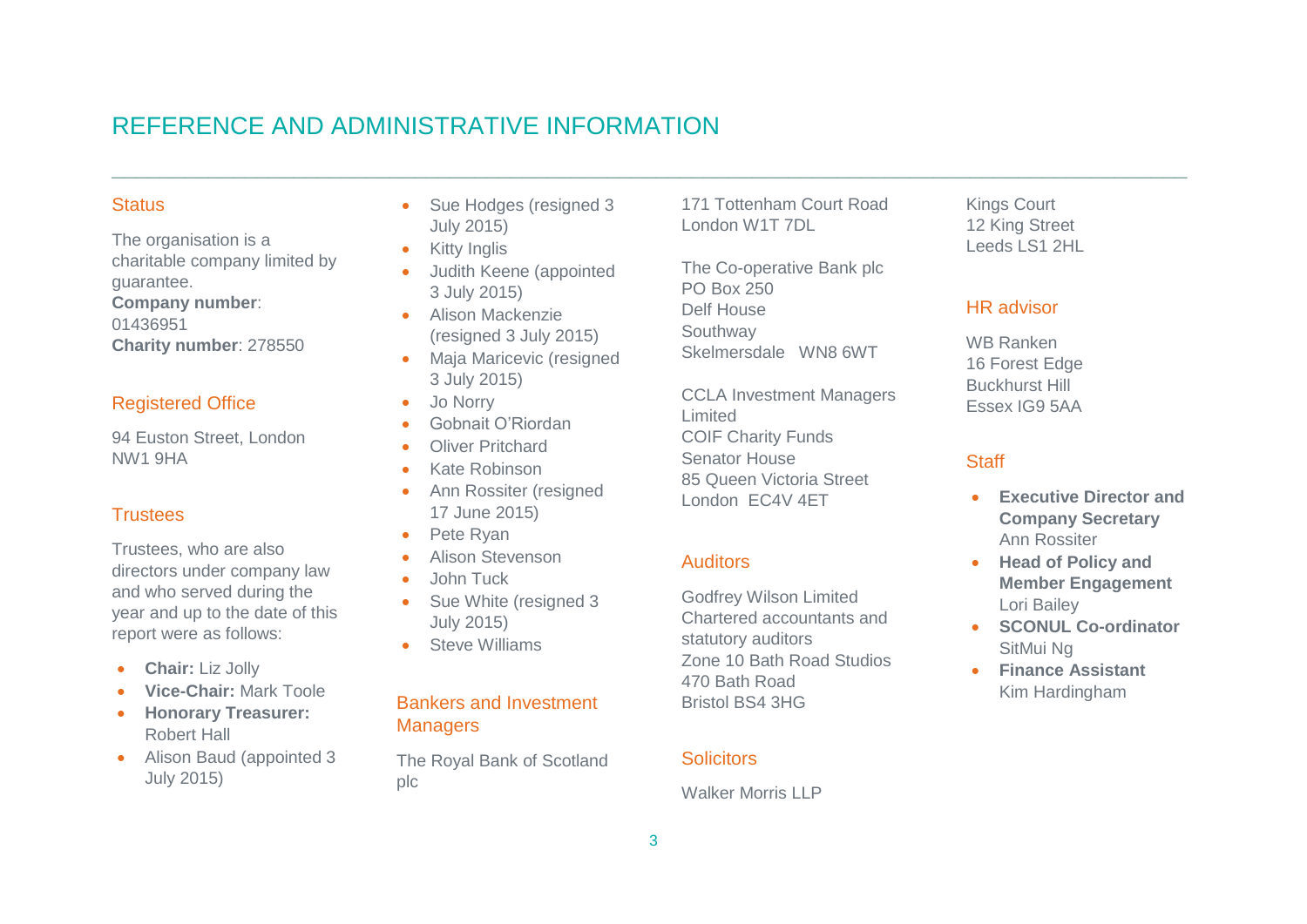# REFERENCE AND ADMINISTRATIVE INFORMATION

## Status

The organisation is a charitable company limited by guarantee.
**Company number**: 01436951
**Charity number**: 278550

## Registered Office

94 Euston Street, London
NW1 9HA

## Trustees

Trustees, who are also directors under company law and who served during the year and up to the date of this report were as follows:

- **Chair:** Liz Jolly
- **Vice-Chair:** Mark Toole
- **Honorary Treasurer:** Robert Hall
- Alison Baud (appointed 3 July 2015)
- Sue Hodges (resigned 3 July 2015)
- Kitty Inglis
- Judith Keene (appointed 3 July 2015)
- Alison Mackenzie (resigned 3 July 2015)
- Maja Maricevic (resigned 3 July 2015)
- Jo Norry
- Gobnait O'Riordan
- Oliver Pritchard
- Kate Robinson
- Ann Rossiter (resigned 17 June 2015)
- Pete Ryan
- Alison Stevenson
- John Tuck
- Sue White (resigned 3 July 2015)
- Steve Williams

## Bankers and Investment Managers

The Royal Bank of Scotland plc
171 Tottenham Court Road
London W1T 7DL

The Co-operative Bank plc
PO Box 250
Delf House
Southway
Skelmersdale WN8 6WT

CCLA Investment Managers Limited
COIF Charity Funds
Senator House
85 Queen Victoria Street
London EC4V 4ET

## Auditors

Godfrey Wilson Limited
Chartered accountants and statutory auditors
Zone 10 Bath Road Studios
470 Bath Road
Bristol BS4 3HG

## Solicitors

Walker Morris LLP
Kings Court
12 King Street
Leeds LS1 2HL

## HR advisor

WB Ranken
16 Forest Edge
Buckhurst Hill
Essex IG9 5AA

## Staff

- **Executive Director and Company Secretary** Ann Rossiter
- **Head of Policy and Member Engagement** Lori Bailey
- **SCONUL Co-ordinator** SitMui Ng
- **Finance Assistant** Kim Hardingham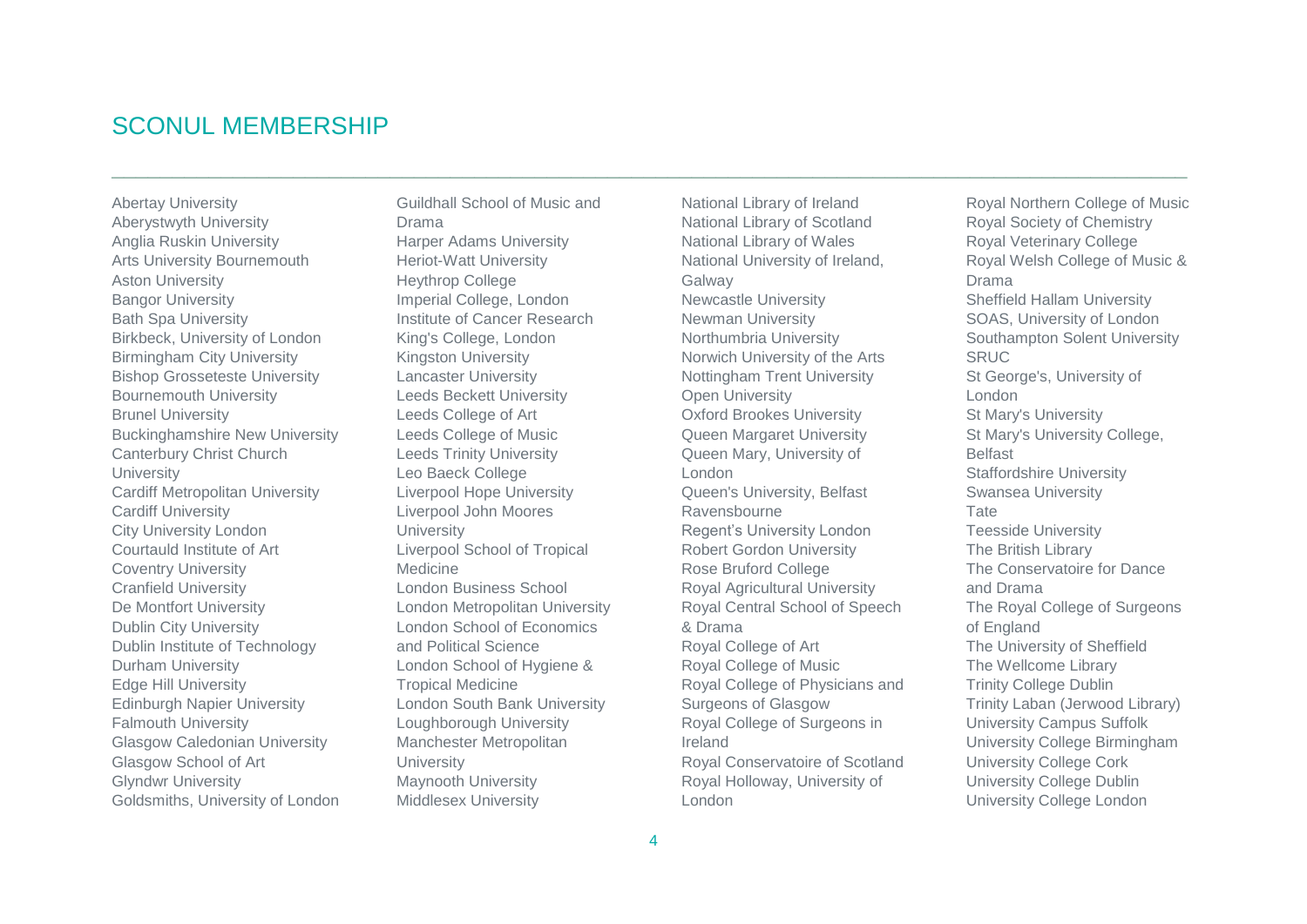# SCONUL MEMBERSHIP

Abertay University
Aberystwyth University
Anglia Ruskin University
Arts University Bournemouth
Aston University
Bangor University
Bath Spa University
Birkbeck, University of London
Birmingham City University
Bishop Grosseteste University
Bournemouth University
Brunel University
Buckinghamshire New University
Canterbury Christ Church University
Cardiff Metropolitan University
Cardiff University
City University London
Courtauld Institute of Art
Coventry University
Cranfield University
De Montfort University
Dublin City University
Dublin Institute of Technology
Durham University
Edge Hill University
Edinburgh Napier University
Falmouth University
Glasgow Caledonian University
Glasgow School of Art
Glyndwr University
Goldsmiths, University of London
Guildhall School of Music and Drama
Harper Adams University
Heriot-Watt University
Heythrop College
Imperial College, London
Institute of Cancer Research
King's College, London
Kingston University
Lancaster University
Leeds Beckett University
Leeds College of Art
Leeds College of Music
Leeds Trinity University
Leo Baeck College
Liverpool Hope University
Liverpool John Moores University
Liverpool School of Tropical Medicine
London Business School
London Metropolitan University
London School of Economics and Political Science
London School of Hygiene & Tropical Medicine
London South Bank University
Loughborough University
Manchester Metropolitan University
Maynooth University
Middlesex University
National Library of Ireland
National Library of Scotland
National Library of Wales
National University of Ireland, Galway
Newcastle University
Newman University
Northumbria University
Norwich University of the Arts
Nottingham Trent University
Open University
Oxford Brookes University
Queen Margaret University
Queen Mary, University of London
Queen's University, Belfast
Ravensbourne
Regent's University London
Robert Gordon University
Rose Bruford College
Royal Agricultural University
Royal Central School of Speech & Drama
Royal College of Art
Royal College of Music
Royal College of Physicians and Surgeons of Glasgow
Royal College of Surgeons in Ireland
Royal Conservatoire of Scotland
Royal Holloway, University of London
Royal Northern College of Music
Royal Society of Chemistry
Royal Veterinary College
Royal Welsh College of Music & Drama
Sheffield Hallam University
SOAS, University of London
Southampton Solent University
SRUC
St George's, University of London
St Mary's University
St Mary's University College, Belfast
Staffordshire University
Swansea University
Tate
Teesside University
The British Library
The Conservatoire for Dance and Drama
The Royal College of Surgeons of England
The University of Sheffield
The Wellcome Library
Trinity College Dublin
Trinity Laban (Jerwood Library)
University Campus Suffolk
University College Birmingham
University College Cork
University College Dublin
University College London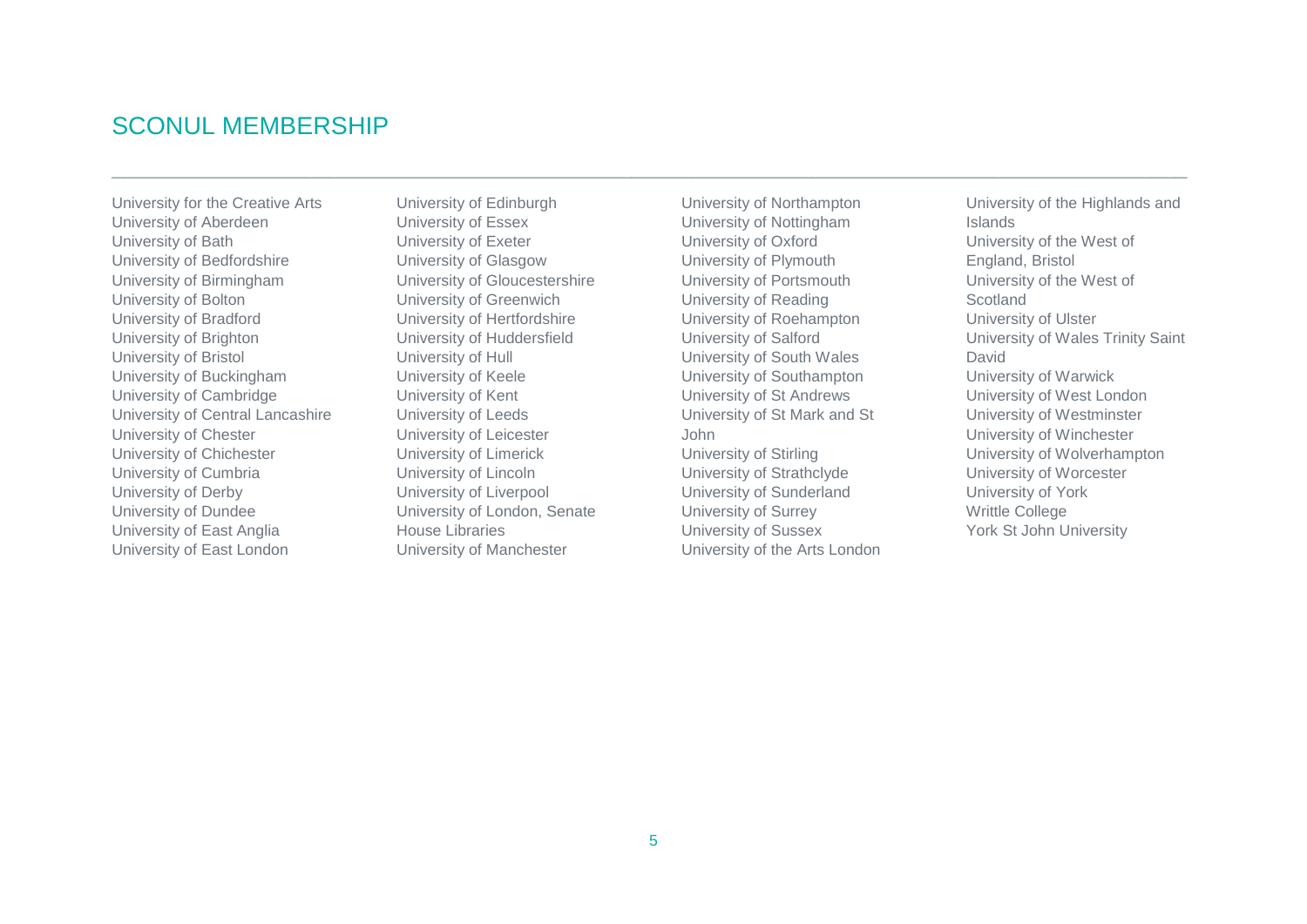## SCONUL MEMBERSHIP

University for the Creative Arts
University of Aberdeen
University of Bath
University of Bedfordshire
University of Birmingham
University of Bolton
University of Bradford
University of Brighton
University of Bristol
University of Buckingham
University of Cambridge
University of Central Lancashire
University of Chester
University of Chichester
University of Cumbria
University of Derby
University of Dundee
University of East Anglia
University of East London
University of Edinburgh
University of Essex
University of Exeter
University of Glasgow
University of Gloucestershire
University of Greenwich
University of Hertfordshire
University of Huddersfield
University of Hull
University of Keele
University of Kent
University of Leeds
University of Leicester
University of Limerick
University of Lincoln
University of Liverpool
University of London, Senate House Libraries
University of Manchester
University of Northampton
University of Nottingham
University of Oxford
University of Plymouth
University of Portsmouth
University of Reading
University of Roehampton
University of Salford
University of South Wales
University of Southampton
University of St Andrews
University of St Mark and St John
University of Stirling
University of Strathclyde
University of Sunderland
University of Surrey
University of Sussex
University of the Arts London
University of the Highlands and Islands
University of the West of England, Bristol
University of the West of Scotland
University of Ulster
University of Wales Trinity Saint David
University of Warwick
University of West London
University of Westminster
University of Winchester
University of Wolverhampton
University of Worcester
University of York
Writtle College
York St John University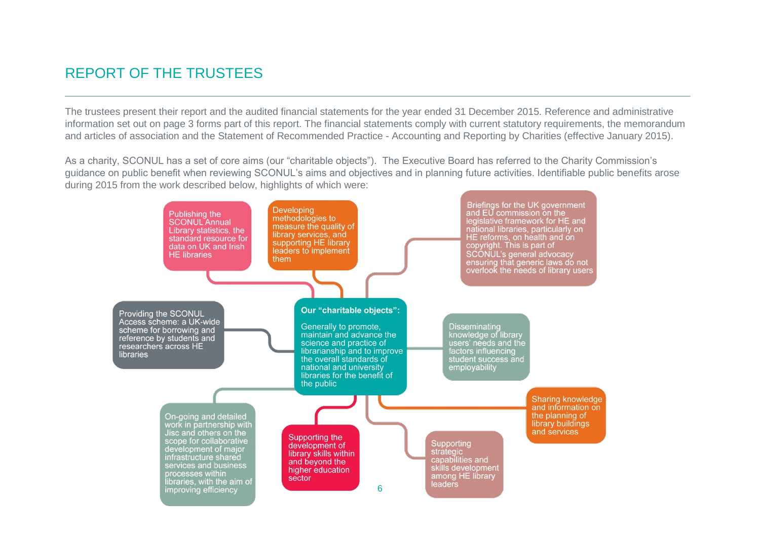# REPORT OF THE TRUSTEES

The trustees present their report and the audited financial statements for the year ended 31 December 2015. Reference and administrative information set out on page 3 forms part of this report. The financial statements comply with current statutory requirements, the memorandum and articles of association and the Statement of Recommended Practice - Accounting and Reporting by Charities (effective January 2015).

As a charity, SCONUL has a set of core aims (our "charitable objects"). The Executive Board has referred to the Charity Commission's guidance on public benefit when reviewing SCONUL's aims and objectives and in planning future activities. Identifiable public benefits arose during 2015 from the work described below, highlights of which were:

**Our "charitable objects":**

Generally to promote, maintain and advance the science and practice of librarianship and to improve the overall standards of national and university libraries for the benefit of the public

- Publishing the SCONUL Annual Library statistics, the standard resource for data on UK and Irish HE libraries
- Developing methodologies to measure the quality of library services, and supporting HE library leaders to implement them
- Briefings for the UK government and EU commission on the legislative framework for HE and national libraries, particularly on HE reforms, on health and on copyright. This is part of SCONUL's general advocacy ensuring that generic laws do not overlook the needs of library users
- Providing the SCONUL Access scheme: a UK-wide scheme for borrowing and reference by students and researchers across HE libraries
- Disseminating knowledge of library users' needs and the factors influencing student success and employability
- Sharing knowledge and information on the planning of library buildings and services
- On-going and detailed work in partnership with Jisc and others on the scope for collaborative development of major infrastructure shared services and business processes within libraries, with the aim of improving efficiency
- Supporting the development of library skills within and beyond the higher education sector
- Supporting strategic capabilities and skills development among HE library leaders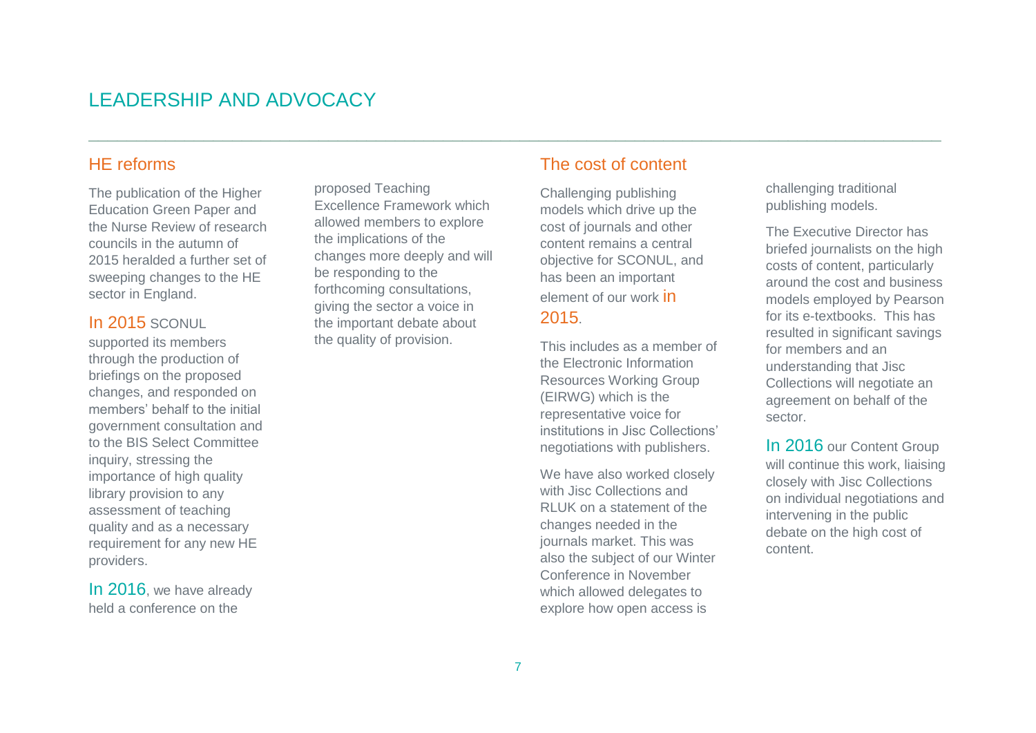# LEADERSHIP AND ADVOCACY

## HE reforms

The publication of the Higher Education Green Paper and the Nurse Review of research councils in the autumn of 2015 heralded a further set of sweeping changes to the HE sector in England.

In 2015 SCONUL supported its members through the production of briefings on the proposed changes, and responded on members' behalf to the initial government consultation and to the BIS Select Committee inquiry, stressing the importance of high quality library provision to any assessment of teaching quality and as a necessary requirement for any new HE providers.

In 2016, we have already held a conference on the proposed Teaching Excellence Framework which allowed members to explore the implications of the changes more deeply and will be responding to the forthcoming consultations, giving the sector a voice in the important debate about the quality of provision.

## The cost of content

Challenging publishing models which drive up the cost of journals and other content remains a central objective for SCONUL, and has been an important element of our work in 2015.

This includes as a member of the Electronic Information Resources Working Group (EIRWG) which is the representative voice for institutions in Jisc Collections' negotiations with publishers.

We have also worked closely with Jisc Collections and RLUK on a statement of the changes needed in the journals market. This was also the subject of our Winter Conference in November which allowed delegates to explore how open access is challenging traditional publishing models.

The Executive Director has briefed journalists on the high costs of content, particularly around the cost and business models employed by Pearson for its e-textbooks. This has resulted in significant savings for members and an understanding that Jisc Collections will negotiate an agreement on behalf of the sector.

In 2016 our Content Group will continue this work, liaising closely with Jisc Collections on individual negotiations and intervening in the public debate on the high cost of content.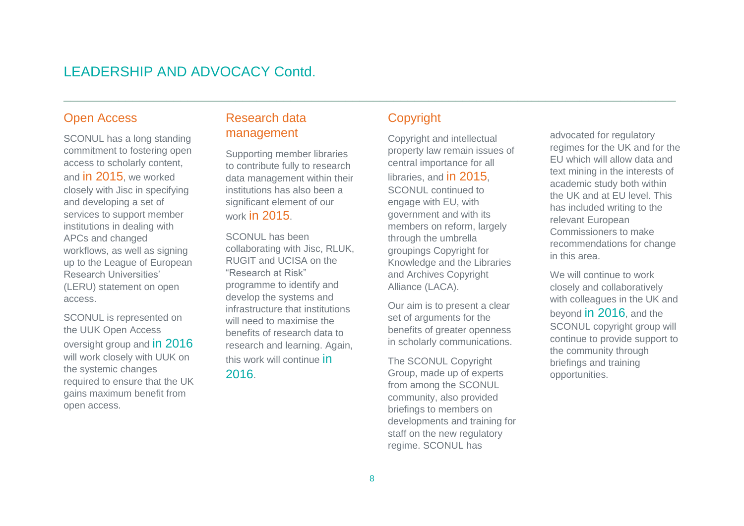# LEADERSHIP AND ADVOCACY Contd.

## Open Access

SCONUL has a long standing commitment to fostering open access to scholarly content, and in 2015, we worked closely with Jisc in specifying and developing a set of services to support member institutions in dealing with APCs and changed workflows, as well as signing up to the League of European Research Universities' (LERU) statement on open access.

SCONUL is represented on the UUK Open Access oversight group and in 2016 will work closely with UUK on the systemic changes required to ensure that the UK gains maximum benefit from open access.

## Research data management

Supporting member libraries to contribute fully to research data management within their institutions has also been a significant element of our work in 2015.

SCONUL has been collaborating with Jisc, RLUK, RUGIT and UCISA on the "Research at Risk" programme to identify and develop the systems and infrastructure that institutions will need to maximise the benefits of research data to research and learning. Again, this work will continue in 2016.

## Copyright

Copyright and intellectual property law remain issues of central importance for all libraries, and in 2015, SCONUL continued to engage with EU, with government and with its members on reform, largely through the umbrella groupings Copyright for Knowledge and the Libraries and Archives Copyright Alliance (LACA).

Our aim is to present a clear set of arguments for the benefits of greater openness in scholarly communications.

The SCONUL Copyright Group, made up of experts from among the SCONUL community, also provided briefings to members on developments and training for staff on the new regulatory regime. SCONUL has advocated for regulatory regimes for the UK and for the EU which will allow data and text mining in the interests of academic study both within the UK and at EU level. This has included writing to the relevant European Commissioners to make recommendations for change in this area.

We will continue to work closely and collaboratively with colleagues in the UK and beyond in 2016, and the SCONUL copyright group will continue to provide support to the community through briefings and training opportunities.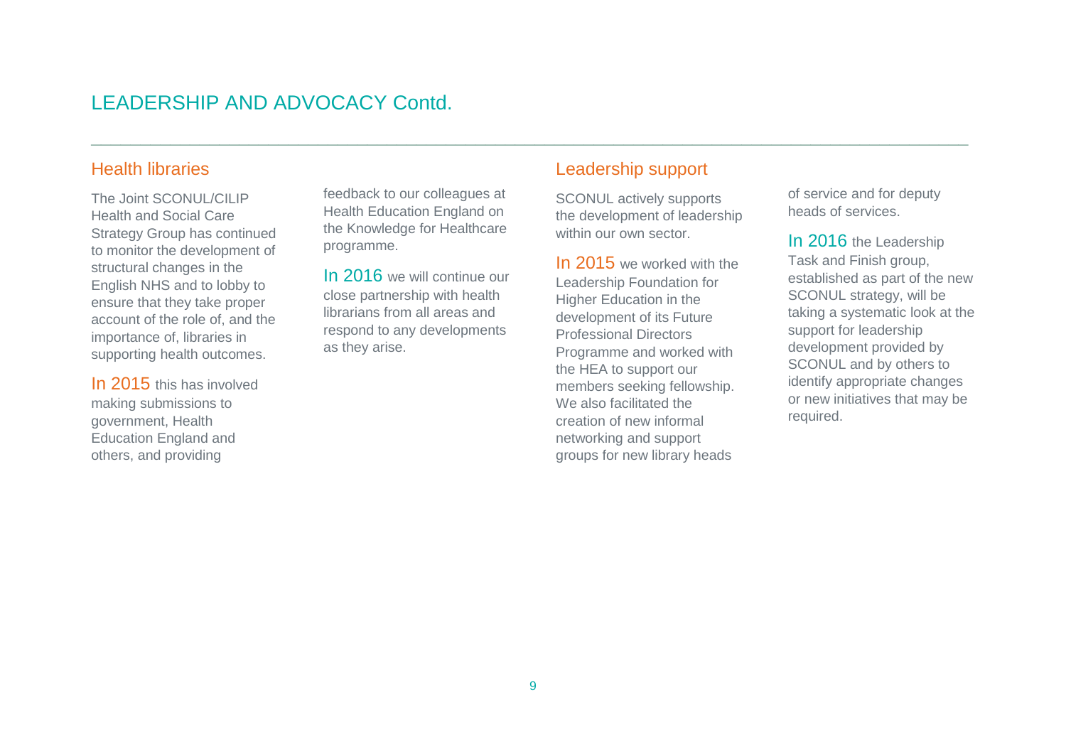# LEADERSHIP AND ADVOCACY Contd.

## Health libraries

The Joint SCONUL/CILIP Health and Social Care Strategy Group has continued to monitor the development of structural changes in the English NHS and to lobby to ensure that they take proper account of the role of, and the importance of, libraries in supporting health outcomes.

In 2015 this has involved making submissions to government, Health Education England and others, and providing feedback to our colleagues at Health Education England on the Knowledge for Healthcare programme.

In 2016 we will continue our close partnership with health librarians from all areas and respond to any developments as they arise.

## Leadership support

SCONUL actively supports the development of leadership within our own sector.

In 2015 we worked with the Leadership Foundation for Higher Education in the development of its Future Professional Directors Programme and worked with the HEA to support our members seeking fellowship. We also facilitated the creation of new informal networking and support groups for new library heads of service and for deputy heads of services.

In 2016 the Leadership Task and Finish group, established as part of the new SCONUL strategy, will be taking a systematic look at the support for leadership development provided by SCONUL and by others to identify appropriate changes or new initiatives that may be required.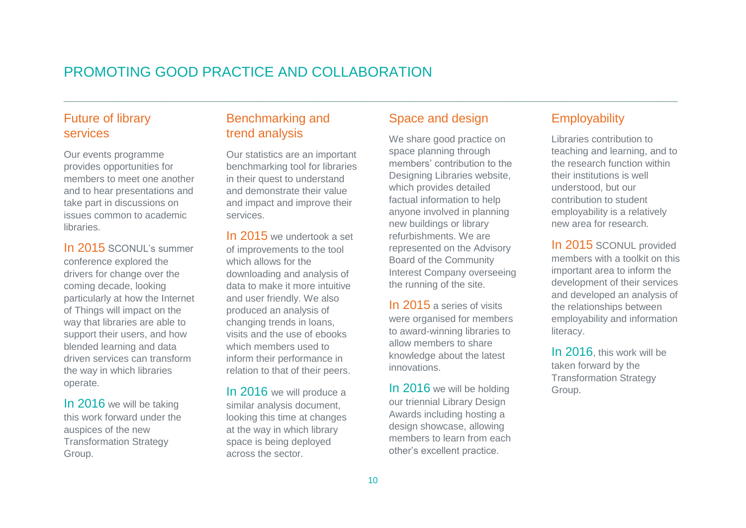# PROMOTING GOOD PRACTICE AND COLLABORATION

## Future of library services

Our events programme provides opportunities for members to meet one another and to hear presentations and take part in discussions on issues common to academic libraries.

In 2015 SCONUL's summer conference explored the drivers for change over the coming decade, looking particularly at how the Internet of Things will impact on the way that libraries are able to support their users, and how blended learning and data driven services can transform the way in which libraries operate.

In 2016 we will be taking this work forward under the auspices of the new Transformation Strategy Group.

## Benchmarking and trend analysis

Our statistics are an important benchmarking tool for libraries in their quest to understand and demonstrate their value and impact and improve their services.

In 2015 we undertook a set of improvements to the tool which allows for the downloading and analysis of data to make it more intuitive and user friendly. We also produced an analysis of changing trends in loans, visits and the use of ebooks which members used to inform their performance in relation to that of their peers.

In 2016 we will produce a similar analysis document, looking this time at changes at the way in which library space is being deployed across the sector.

## Space and design

We share good practice on space planning through members' contribution to the Designing Libraries website, which provides detailed factual information to help anyone involved in planning new buildings or library refurbishments. We are represented on the Advisory Board of the Community Interest Company overseeing the running of the site.

In 2015 a series of visits were organised for members to award-winning libraries to allow members to share knowledge about the latest innovations.

In 2016 we will be holding our triennial Library Design Awards including hosting a design showcase, allowing members to learn from each other's excellent practice.

## Employability

Libraries contribution to teaching and learning, and to the research function within their institutions is well understood, but our contribution to student employability is a relatively new area for research.

In 2015 SCONUL provided members with a toolkit on this important area to inform the development of their services and developed an analysis of the relationships between employability and information literacy.

In 2016, this work will be taken forward by the Transformation Strategy Group.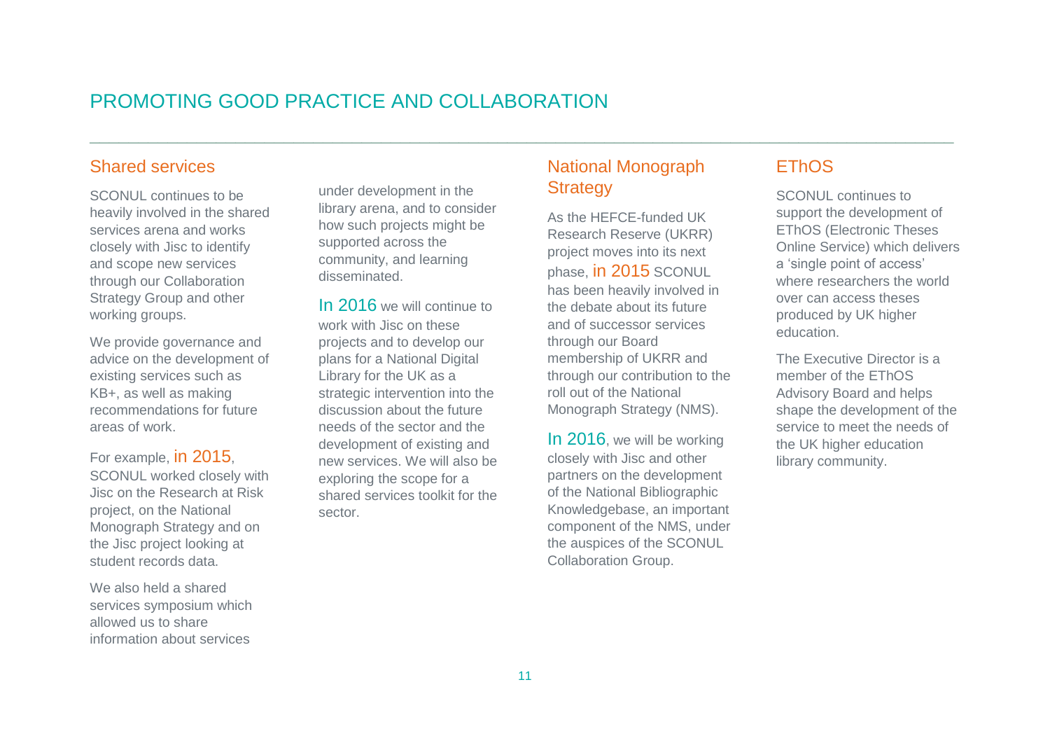# PROMOTING GOOD PRACTICE AND COLLABORATION

## Shared services

SCONUL continues to be heavily involved in the shared services arena and works closely with Jisc to identify and scope new services through our Collaboration Strategy Group and other working groups.

We provide governance and advice on the development of existing services such as KB+, as well as making recommendations for future areas of work.

For example, in 2015, SCONUL worked closely with Jisc on the Research at Risk project, on the National Monograph Strategy and on the Jisc project looking at student records data.

We also held a shared services symposium which allowed us to share information about services under development in the library arena, and to consider how such projects might be supported across the community, and learning disseminated.

In 2016 we will continue to work with Jisc on these projects and to develop our plans for a National Digital Library for the UK as a strategic intervention into the discussion about the future needs of the sector and the development of existing and new services. We will also be exploring the scope for a shared services toolkit for the sector.

## National Monograph Strategy

As the HEFCE-funded UK Research Reserve (UKRR) project moves into its next phase, in 2015 SCONUL has been heavily involved in the debate about its future and of successor services through our Board membership of UKRR and through our contribution to the roll out of the National Monograph Strategy (NMS).

In 2016, we will be working closely with Jisc and other partners on the development of the National Bibliographic Knowledgebase, an important component of the NMS, under the auspices of the SCONUL Collaboration Group.

## EThOS

SCONUL continues to support the development of EThOS (Electronic Theses Online Service) which delivers a 'single point of access' where researchers the world over can access theses produced by UK higher education.

The Executive Director is a member of the EThOS Advisory Board and helps shape the development of the service to meet the needs of the UK higher education library community.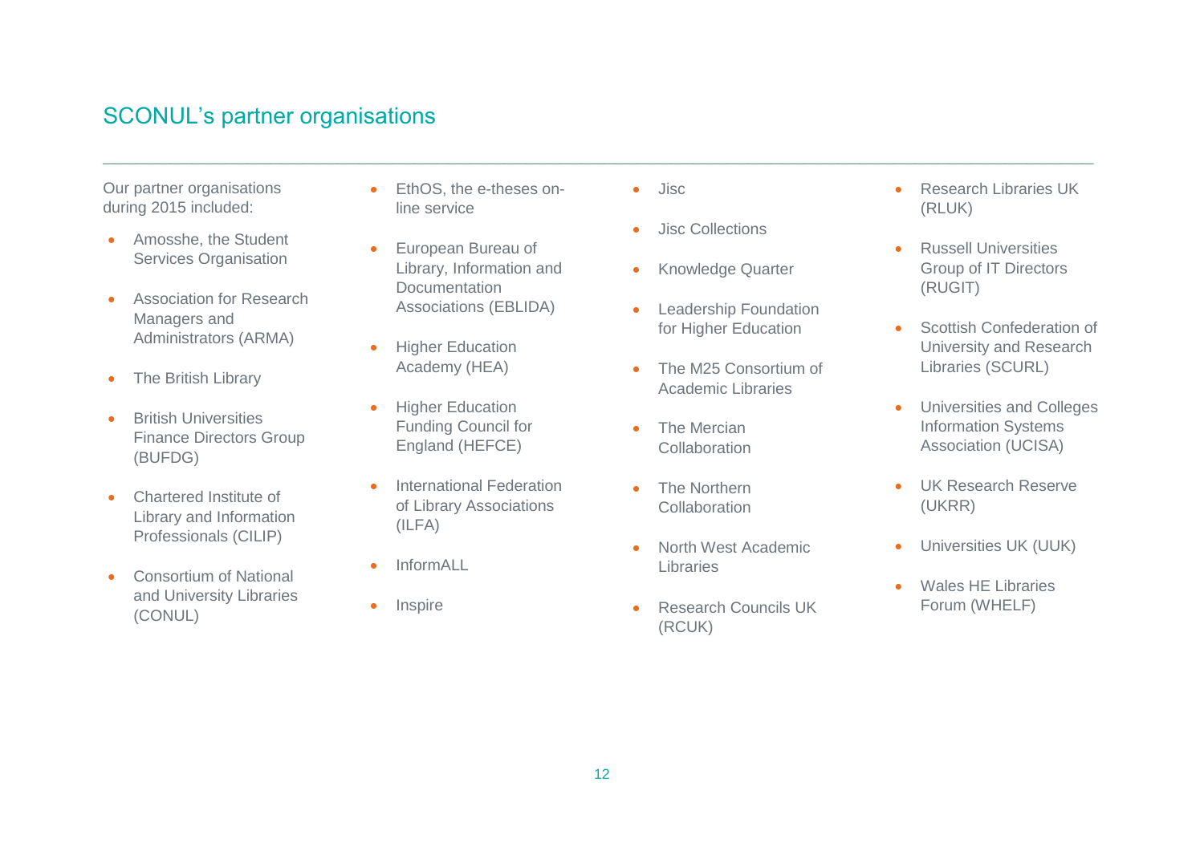## SCONUL's partner organisations

Our partner organisations during 2015 included:

- Amosshe, the Student Services Organisation
- Association for Research Managers and Administrators (ARMA)
- The British Library
- British Universities Finance Directors Group (BUFDG)
- Chartered Institute of Library and Information Professionals (CILIP)
- Consortium of National and University Libraries (CONUL)
- EthOS, the e-theses on-line service
- European Bureau of Library, Information and Documentation Associations (EBLIDA)
- Higher Education Academy (HEA)
- Higher Education Funding Council for England (HEFCE)
- International Federation of Library Associations (ILFA)
- InformALL
- Inspire
- Jisc
- Jisc Collections
- Knowledge Quarter
- Leadership Foundation for Higher Education
- The M25 Consortium of Academic Libraries
- The Mercian Collaboration
- The Northern Collaboration
- North West Academic Libraries
- Research Councils UK (RCUK)
- Research Libraries UK (RLUK)
- Russell Universities Group of IT Directors (RUGIT)
- Scottish Confederation of University and Research Libraries (SCURL)
- Universities and Colleges Information Systems Association (UCISA)
- UK Research Reserve (UKRR)
- Universities UK (UUK)
- Wales HE Libraries Forum (WHELF)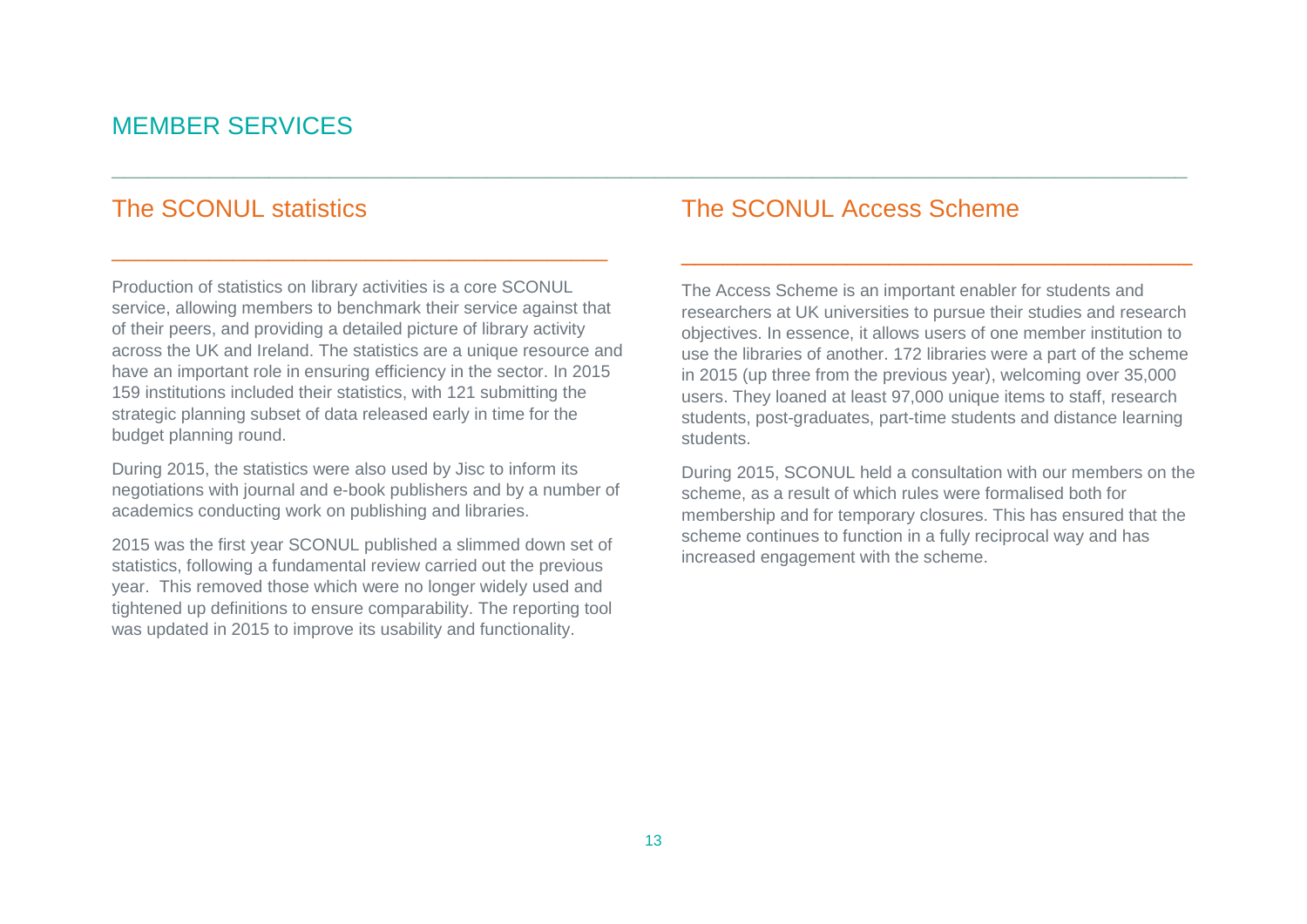# MEMBER SERVICES

## The SCONUL statistics

Production of statistics on library activities is a core SCONUL service, allowing members to benchmark their service against that of their peers, and providing a detailed picture of library activity across the UK and Ireland. The statistics are a unique resource and have an important role in ensuring efficiency in the sector. In 2015 159 institutions included their statistics, with 121 submitting the strategic planning subset of data released early in time for the budget planning round.

During 2015, the statistics were also used by Jisc to inform its negotiations with journal and e-book publishers and by a number of academics conducting work on publishing and libraries.

2015 was the first year SCONUL published a slimmed down set of statistics, following a fundamental review carried out the previous year. This removed those which were no longer widely used and tightened up definitions to ensure comparability. The reporting tool was updated in 2015 to improve its usability and functionality.

## The SCONUL Access Scheme

The Access Scheme is an important enabler for students and researchers at UK universities to pursue their studies and research objectives. In essence, it allows users of one member institution to use the libraries of another. 172 libraries were a part of the scheme in 2015 (up three from the previous year), welcoming over 35,000 users. They loaned at least 97,000 unique items to staff, research students, post-graduates, part-time students and distance learning students.

During 2015, SCONUL held a consultation with our members on the scheme, as a result of which rules were formalised both for membership and for temporary closures. This has ensured that the scheme continues to function in a fully reciprocal way and has increased engagement with the scheme.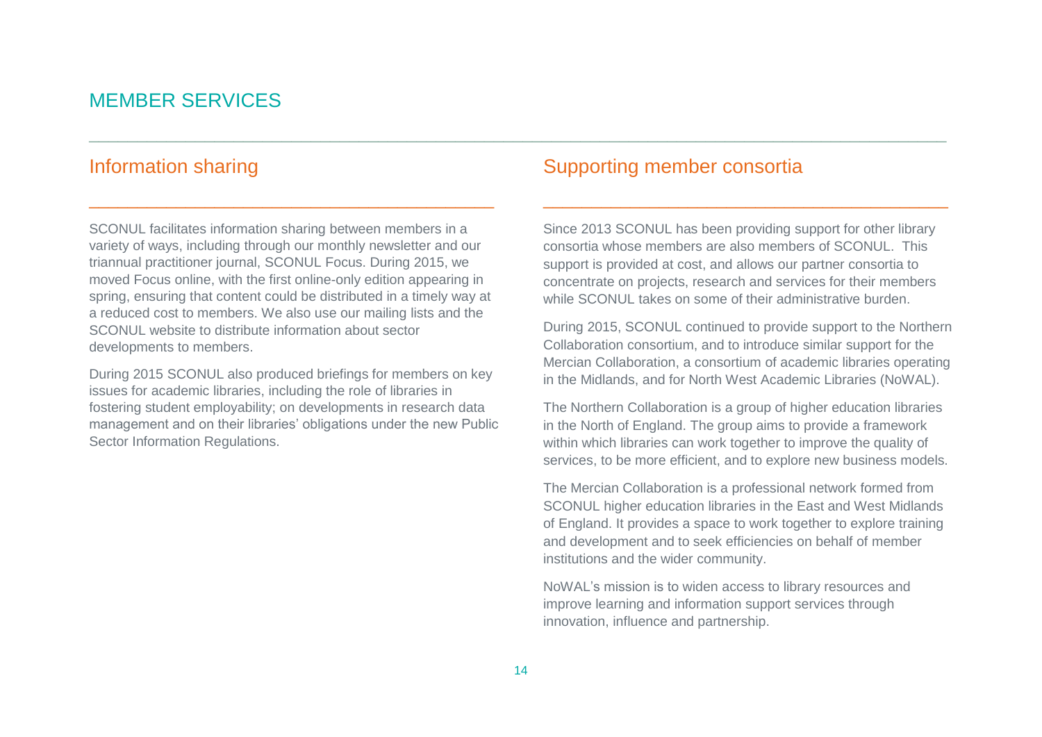# MEMBER SERVICES

## Information sharing

SCONUL facilitates information sharing between members in a variety of ways, including through our monthly newsletter and our triannual practitioner journal, SCONUL Focus. During 2015, we moved Focus online, with the first online-only edition appearing in spring, ensuring that content could be distributed in a timely way at a reduced cost to members. We also use our mailing lists and the SCONUL website to distribute information about sector developments to members.

During 2015 SCONUL also produced briefings for members on key issues for academic libraries, including the role of libraries in fostering student employability; on developments in research data management and on their libraries' obligations under the new Public Sector Information Regulations.

## Supporting member consortia

Since 2013 SCONUL has been providing support for other library consortia whose members are also members of SCONUL. This support is provided at cost, and allows our partner consortia to concentrate on projects, research and services for their members while SCONUL takes on some of their administrative burden.

During 2015, SCONUL continued to provide support to the Northern Collaboration consortium, and to introduce similar support for the Mercian Collaboration, a consortium of academic libraries operating in the Midlands, and for North West Academic Libraries (NoWAL).

The Northern Collaboration is a group of higher education libraries in the North of England. The group aims to provide a framework within which libraries can work together to improve the quality of services, to be more efficient, and to explore new business models.

The Mercian Collaboration is a professional network formed from SCONUL higher education libraries in the East and West Midlands of England. It provides a space to work together to explore training and development and to seek efficiencies on behalf of member institutions and the wider community.

NoWAL's mission is to widen access to library resources and improve learning and information support services through innovation, influence and partnership.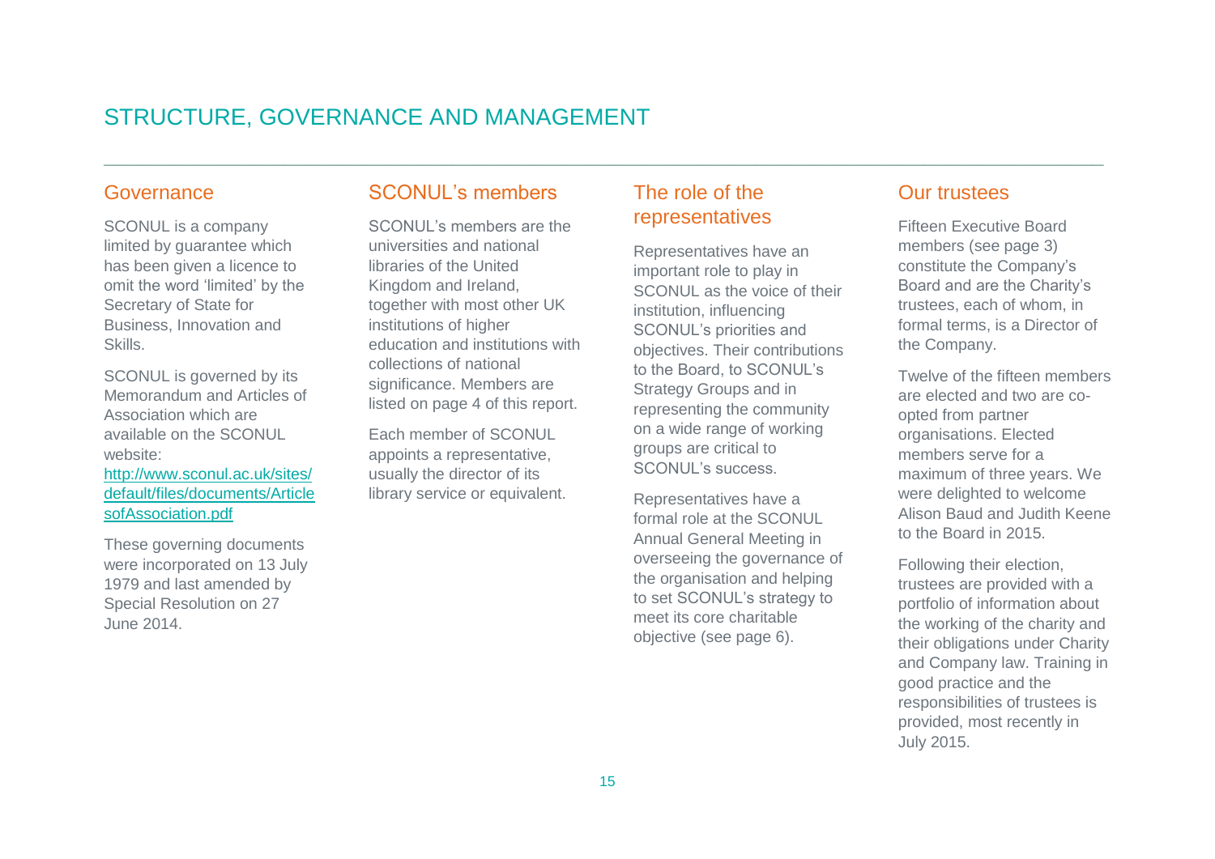# STRUCTURE, GOVERNANCE AND MANAGEMENT

## Governance

SCONUL is a company limited by guarantee which has been given a licence to omit the word 'limited' by the Secretary of State for Business, Innovation and Skills.

SCONUL is governed by its Memorandum and Articles of Association which are available on the SCONUL website: [http://www.sconul.ac.uk/sites/default/files/documents/ArticlesofAssociation.pdf](http://www.sconul.ac.uk/sites/default/files/documents/ArticlesofAssociation.pdf)

These governing documents were incorporated on 13 July 1979 and last amended by Special Resolution on 27 June 2014.

## SCONUL's members

SCONUL's members are the universities and national libraries of the United Kingdom and Ireland, together with most other UK institutions of higher education and institutions with collections of national significance. Members are listed on page 4 of this report.

Each member of SCONUL appoints a representative, usually the director of its library service or equivalent.

## The role of the representatives

Representatives have an important role to play in SCONUL as the voice of their institution, influencing SCONUL's priorities and objectives. Their contributions to the Board, to SCONUL's Strategy Groups and in representing the community on a wide range of working groups are critical to SCONUL's success.

Representatives have a formal role at the SCONUL Annual General Meeting in overseeing the governance of the organisation and helping to set SCONUL's strategy to meet its core charitable objective (see page 6).

## Our trustees

Fifteen Executive Board members (see page 3) constitute the Company's Board and are the Charity's trustees, each of whom, in formal terms, is a Director of the Company.

Twelve of the fifteen members are elected and two are co-opted from partner organisations. Elected members serve for a maximum of three years. We were delighted to welcome Alison Baud and Judith Keene to the Board in 2015.

Following their election, trustees are provided with a portfolio of information about the working of the charity and their obligations under Charity and Company law. Training in good practice and the responsibilities of trustees is provided, most recently in July 2015.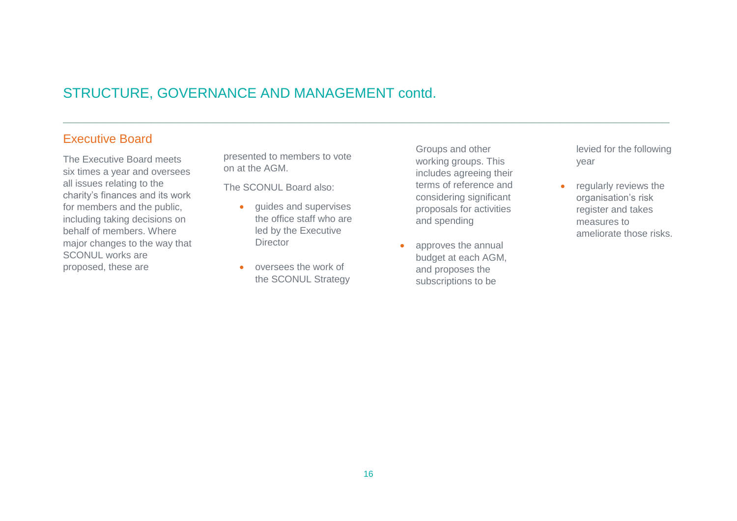## STRUCTURE, GOVERNANCE AND MANAGEMENT contd.

### Executive Board

The Executive Board meets six times a year and oversees all issues relating to the charity's finances and its work for members and the public, including taking decisions on behalf of members. Where major changes to the way that SCONUL works are proposed, these are presented to members to vote on at the AGM.

The SCONUL Board also:

- guides and supervises the office staff who are led by the Executive Director
- oversees the work of the SCONUL Strategy Groups and other working groups. This includes agreeing their terms of reference and considering significant proposals for activities and spending
- approves the annual budget at each AGM, and proposes the subscriptions to be levied for the following year
- regularly reviews the organisation's risk register and takes measures to ameliorate those risks.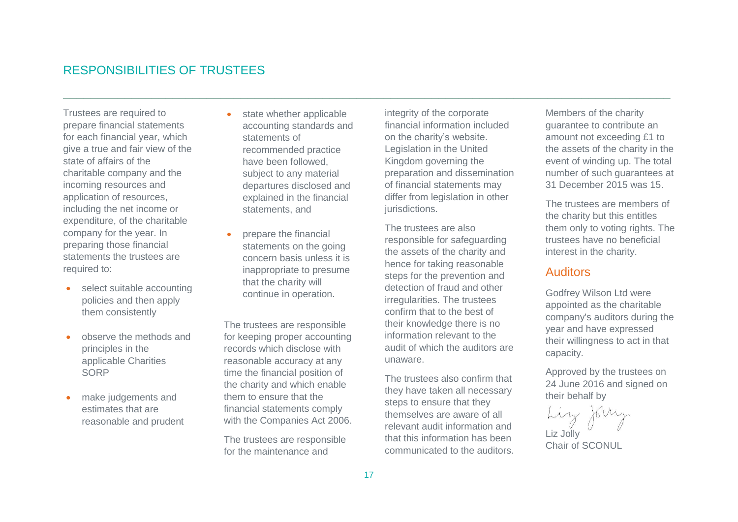## RESPONSIBILITIES OF TRUSTEES

Trustees are required to prepare financial statements for each financial year, which give a true and fair view of the state of affairs of the charitable company and the incoming resources and application of resources, including the net income or expenditure, of the charitable company for the year. In preparing those financial statements the trustees are required to:

- select suitable accounting policies and then apply them consistently
- observe the methods and principles in the applicable Charities SORP
- make judgements and estimates that are reasonable and prudent
- state whether applicable accounting standards and statements of recommended practice have been followed, subject to any material departures disclosed and explained in the financial statements, and
- prepare the financial statements on the going concern basis unless it is inappropriate to presume that the charity will continue in operation.

The trustees are responsible for keeping proper accounting records which disclose with reasonable accuracy at any time the financial position of the charity and which enable them to ensure that the financial statements comply with the Companies Act 2006.

The trustees are responsible for the maintenance and integrity of the corporate financial information included on the charity's website. Legislation in the United Kingdom governing the preparation and dissemination of financial statements may differ from legislation in other jurisdictions.

The trustees are also responsible for safeguarding the assets of the charity and hence for taking reasonable steps for the prevention and detection of fraud and other irregularities. The trustees confirm that to the best of their knowledge there is no information relevant to the audit of which the auditors are unaware.

The trustees also confirm that they have taken all necessary steps to ensure that they themselves are aware of all relevant audit information and that this information has been communicated to the auditors.

Members of the charity guarantee to contribute an amount not exceeding £1 to the assets of the charity in the event of winding up. The total number of such guarantees at 31 December 2015 was 15.

The trustees are members of the charity but this entitles them only to voting rights. The trustees have no beneficial interest in the charity.

### Auditors

Godfrey Wilson Ltd were appointed as the charitable company's auditors during the year and have expressed their willingness to act in that capacity.

Approved by the trustees on 24 June 2016 and signed on their behalf by

Liz Jolly
Chair of SCONUL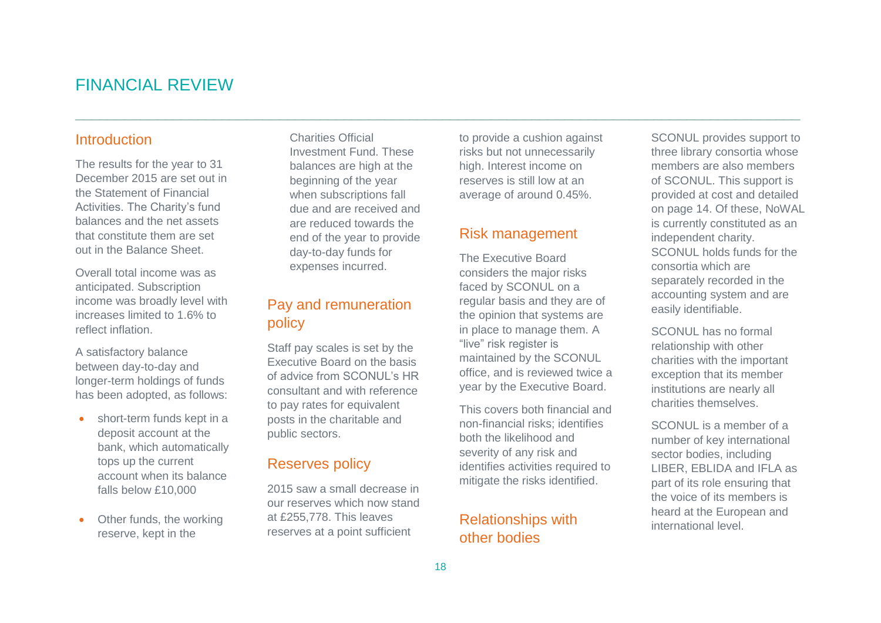# FINANCIAL REVIEW

## Introduction

The results for the year to 31 December 2015 are set out in the Statement of Financial Activities. The Charity's fund balances and the net assets that constitute them are set out in the Balance Sheet.

Overall total income was as anticipated. Subscription income was broadly level with increases limited to 1.6% to reflect inflation.

A satisfactory balance between day-to-day and longer-term holdings of funds has been adopted, as follows:

- short-term funds kept in a deposit account at the bank, which automatically tops up the current account when its balance falls below £10,000
- Other funds, the working reserve, kept in the Charities Official Investment Fund. These balances are high at the beginning of the year when subscriptions fall due and are received and are reduced towards the end of the year to provide day-to-day funds for expenses incurred.

## Pay and remuneration policy

Staff pay scales is set by the Executive Board on the basis of advice from SCONUL's HR consultant and with reference to pay rates for equivalent posts in the charitable and public sectors.

## Reserves policy

2015 saw a small decrease in our reserves which now stand at £255,778. This leaves reserves at a point sufficient to provide a cushion against risks but not unnecessarily high. Interest income on reserves is still low at an average of around 0.45%.

## Risk management

The Executive Board considers the major risks faced by SCONUL on a regular basis and they are of the opinion that systems are in place to manage them. A "live" risk register is maintained by the SCONUL office, and is reviewed twice a year by the Executive Board.

This covers both financial and non-financial risks; identifies both the likelihood and severity of any risk and identifies activities required to mitigate the risks identified.

## Relationships with other bodies

SCONUL provides support to three library consortia whose members are also members of SCONUL. This support is provided at cost and detailed on page 14. Of these, NoWAL is currently constituted as an independent charity. SCONUL holds funds for the consortia which are separately recorded in the accounting system and are easily identifiable.

SCONUL has no formal relationship with other charities with the important exception that its member institutions are nearly all charities themselves.

SCONUL is a member of a number of key international sector bodies, including LIBER, EBLIDA and IFLA as part of its role ensuring that the voice of its members is heard at the European and international level.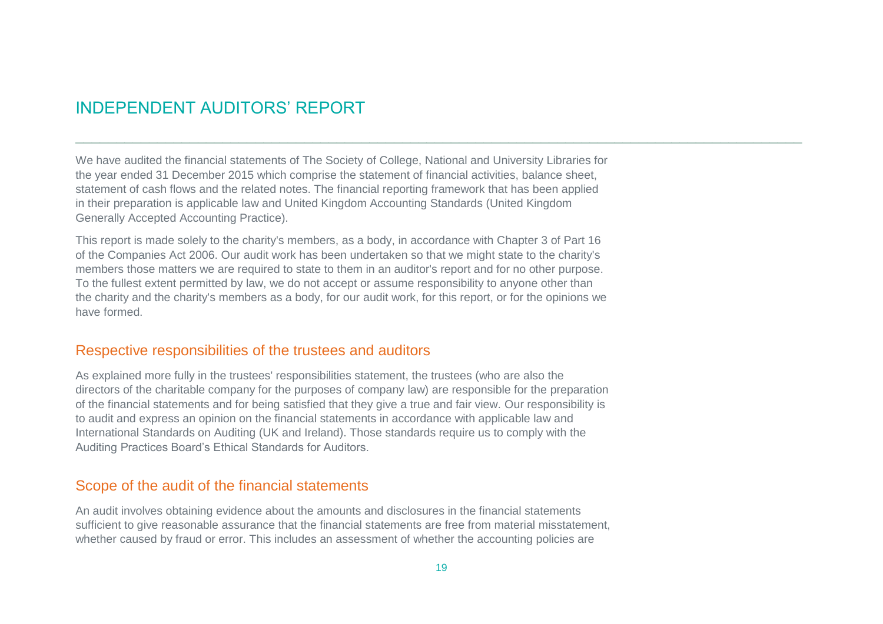# INDEPENDENT AUDITORS' REPORT

We have audited the financial statements of The Society of College, National and University Libraries for the year ended 31 December 2015 which comprise the statement of financial activities, balance sheet, statement of cash flows and the related notes. The financial reporting framework that has been applied in their preparation is applicable law and United Kingdom Accounting Standards (United Kingdom Generally Accepted Accounting Practice).

This report is made solely to the charity's members, as a body, in accordance with Chapter 3 of Part 16 of the Companies Act 2006. Our audit work has been undertaken so that we might state to the charity's members those matters we are required to state to them in an auditor's report and for no other purpose. To the fullest extent permitted by law, we do not accept or assume responsibility to anyone other than the charity and the charity's members as a body, for our audit work, for this report, or for the opinions we have formed.

## Respective responsibilities of the trustees and auditors

As explained more fully in the trustees' responsibilities statement, the trustees (who are also the directors of the charitable company for the purposes of company law) are responsible for the preparation of the financial statements and for being satisfied that they give a true and fair view. Our responsibility is to audit and express an opinion on the financial statements in accordance with applicable law and International Standards on Auditing (UK and Ireland). Those standards require us to comply with the Auditing Practices Board's Ethical Standards for Auditors.

## Scope of the audit of the financial statements

An audit involves obtaining evidence about the amounts and disclosures in the financial statements sufficient to give reasonable assurance that the financial statements are free from material misstatement, whether caused by fraud or error. This includes an assessment of whether the accounting policies are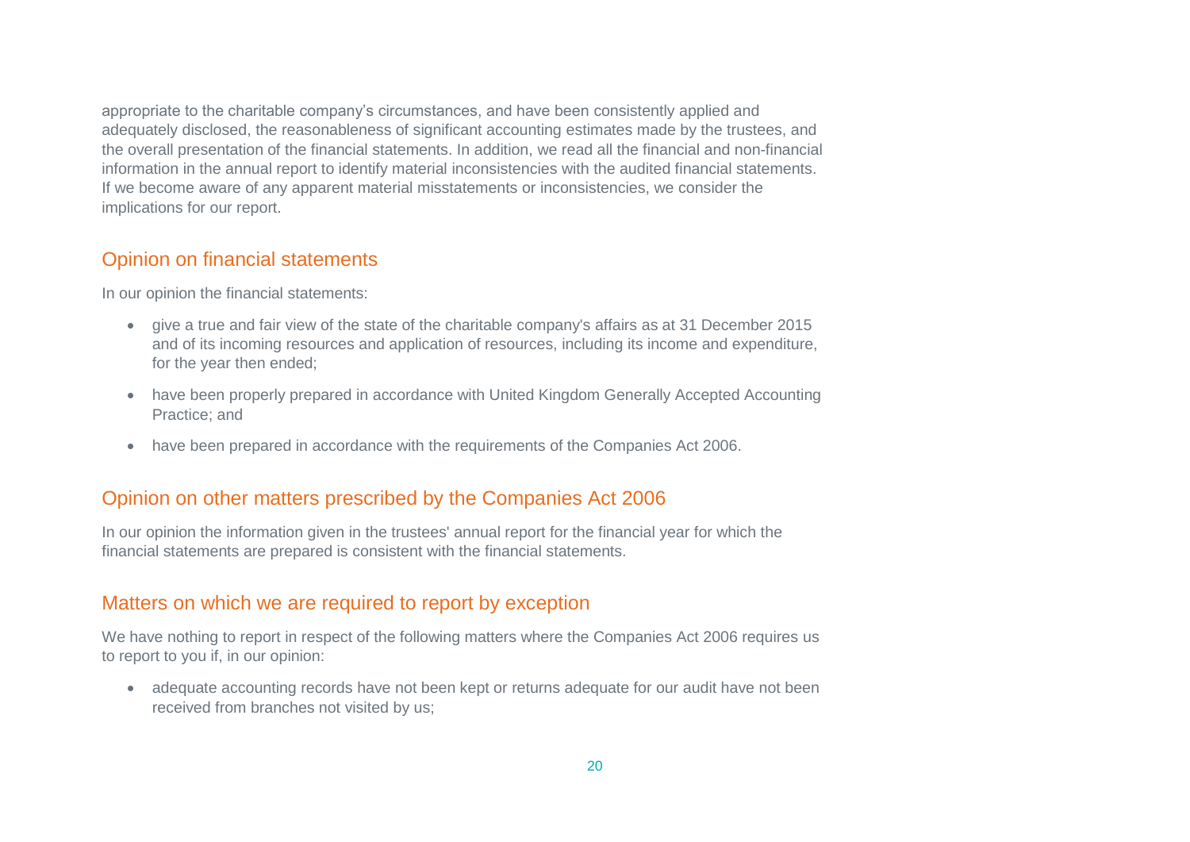appropriate to the charitable company's circumstances, and have been consistently applied and adequately disclosed, the reasonableness of significant accounting estimates made by the trustees, and the overall presentation of the financial statements. In addition, we read all the financial and non-financial information in the annual report to identify material inconsistencies with the audited financial statements. If we become aware of any apparent material misstatements or inconsistencies, we consider the implications for our report.

## Opinion on financial statements

In our opinion the financial statements:

- give a true and fair view of the state of the charitable company's affairs as at 31 December 2015 and of its incoming resources and application of resources, including its income and expenditure, for the year then ended;
- have been properly prepared in accordance with United Kingdom Generally Accepted Accounting Practice; and
- have been prepared in accordance with the requirements of the Companies Act 2006.

## Opinion on other matters prescribed by the Companies Act 2006

In our opinion the information given in the trustees' annual report for the financial year for which the financial statements are prepared is consistent with the financial statements.

## Matters on which we are required to report by exception

We have nothing to report in respect of the following matters where the Companies Act 2006 requires us to report to you if, in our opinion:

- adequate accounting records have not been kept or returns adequate for our audit have not been received from branches not visited by us;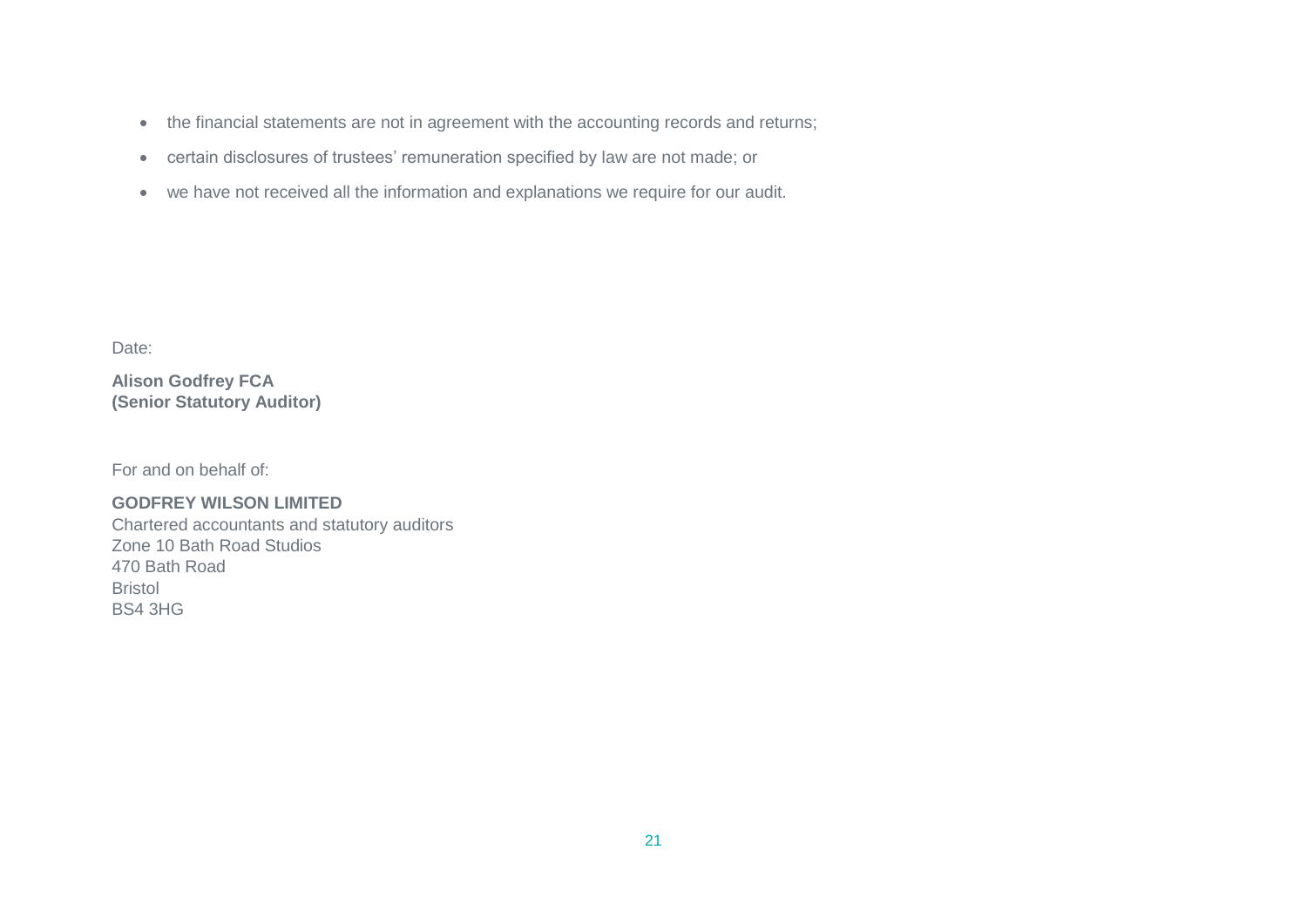- the financial statements are not in agreement with the accounting records and returns;
- certain disclosures of trustees' remuneration specified by law are not made; or
- we have not received all the information and explanations we require for our audit.

Date:

**Alison Godfrey FCA**
**(Senior Statutory Auditor)**

For and on behalf of:

**GODFREY WILSON LIMITED**
Chartered accountants and statutory auditors
Zone 10 Bath Road Studios
470 Bath Road
Bristol
BS4 3HG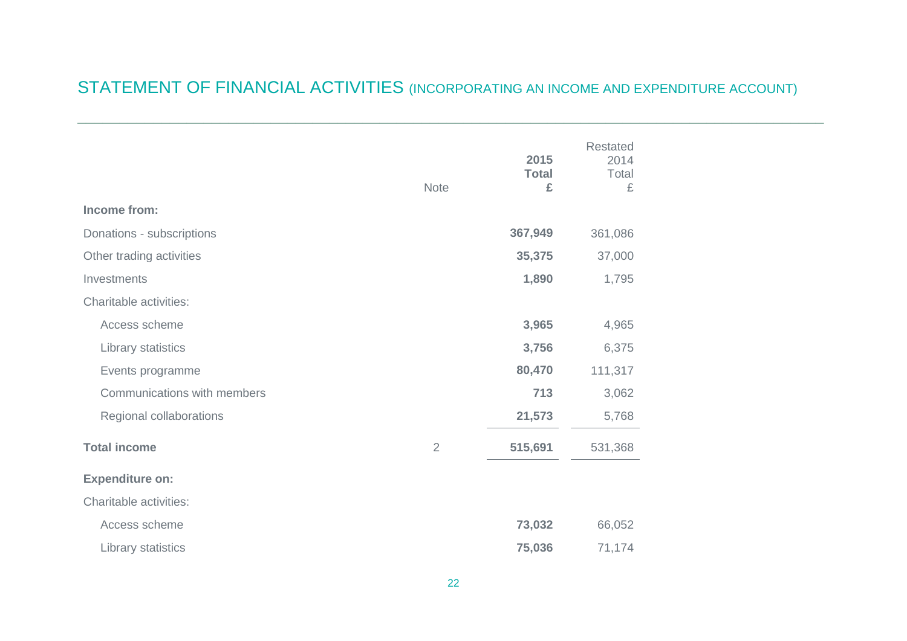## STATEMENT OF FINANCIAL ACTIVITIES (INCORPORATING AN INCOME AND EXPENDITURE ACCOUNT)

| | Note | 2015 Total £ | Restated 2014 Total £ |
|---|---|---|---|
| **Income from:** | | | |
| Donations - subscriptions | | **367,949** | 361,086 |
| Other trading activities | | **35,375** | 37,000 |
| Investments | | **1,890** | 1,795 |
| Charitable activities: | | | |
| Access scheme | | **3,965** | 4,965 |
| Library statistics | | **3,756** | 6,375 |
| Events programme | | **80,470** | 111,317 |
| Communications with members | | **713** | 3,062 |
| Regional collaborations | | **21,573** | 5,768 |
| **Total income** | 2 | **515,691** | 531,368 |
| **Expenditure on:** | | | |
| Charitable activities: | | | |
| Access scheme | | **73,032** | 66,052 |
| Library statistics | | **75,036** | 71,174 |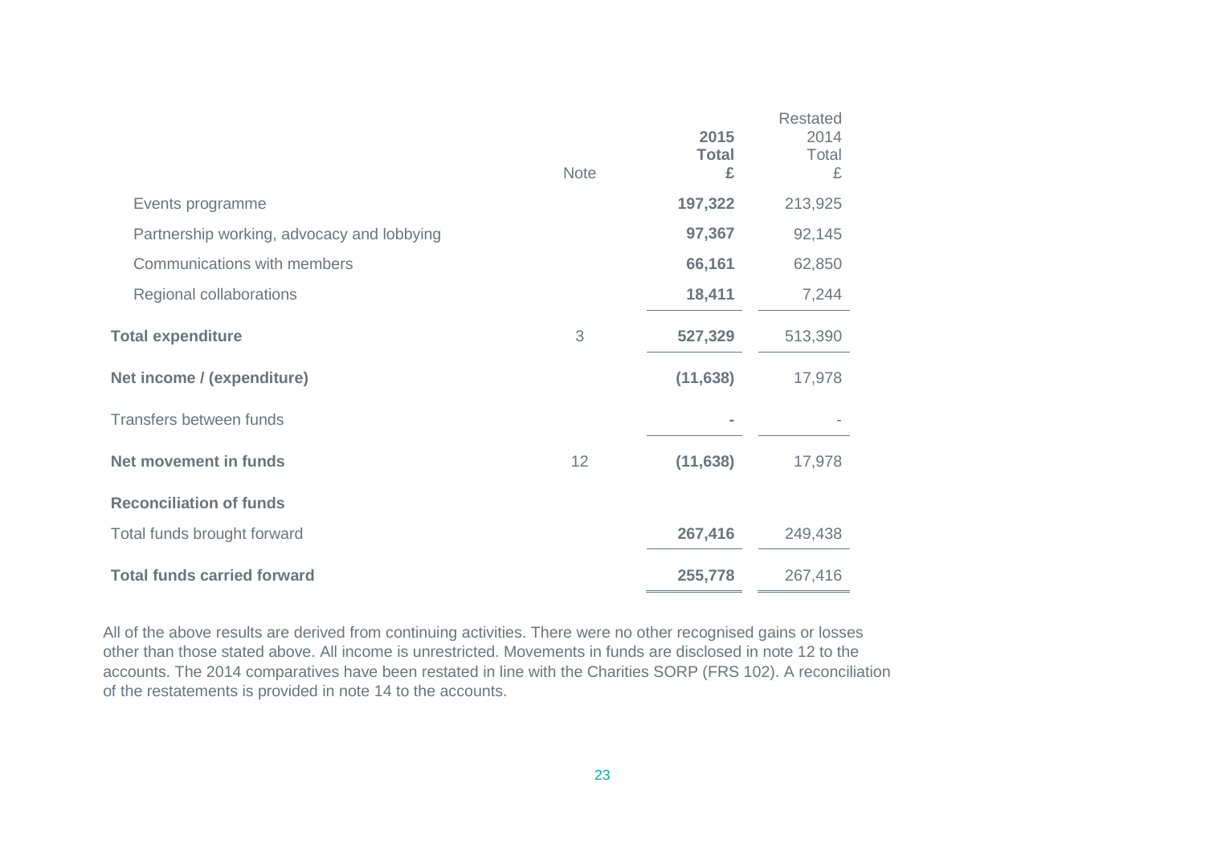| | Note | 2015 Total £ | Restated 2014 Total £ |
|---|---|---|---|
| Events programme | | **197,322** | 213,925 |
| Partnership working, advocacy and lobbying | | **97,367** | 92,145 |
| Communications with members | | **66,161** | 62,850 |
| Regional collaborations | | **18,411** | 7,244 |
| **Total expenditure** | 3 | **527,329** | 513,390 |
| **Net income / (expenditure)** | | **(11,638)** | 17,978 |
| Transfers between funds | | **-** | - |
| **Net movement in funds** | 12 | **(11,638)** | 17,978 |
| **Reconciliation of funds** | | | |
| Total funds brought forward | | **267,416** | 249,438 |
| **Total funds carried forward** | | **255,778** | 267,416 |

All of the above results are derived from continuing activities. There were no other recognised gains or losses other than those stated above. All income is unrestricted. Movements in funds are disclosed in note 12 to the accounts. The 2014 comparatives have been restated in line with the Charities SORP (FRS 102). A reconciliation of the restatements is provided in note 14 to the accounts.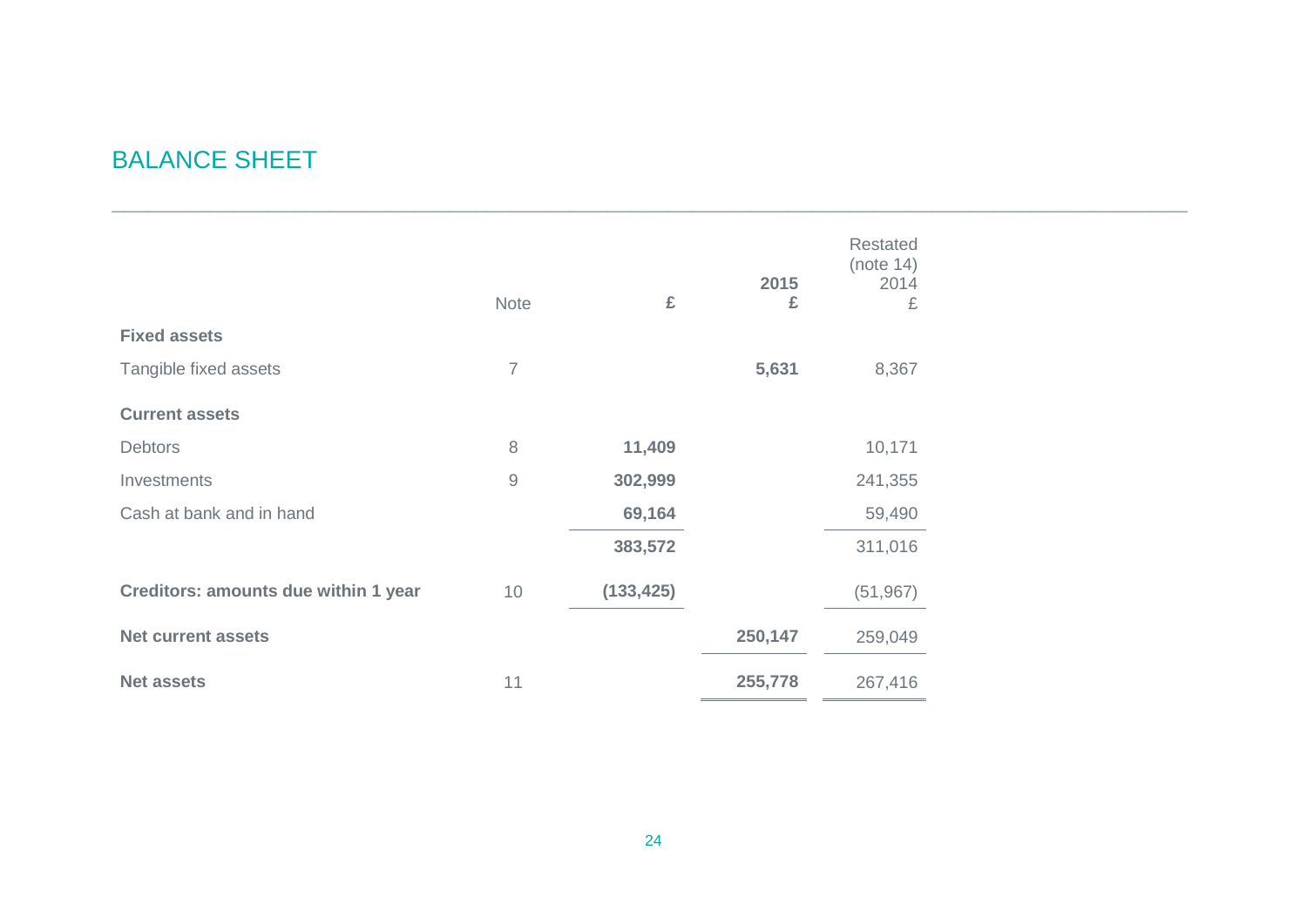# BALANCE SHEET

| | Note | £ | 2015<br>£ | Restated<br>(note 14)<br>2014<br>£ |
|---|---|---|---|---|
| **Fixed assets** | | | | |
| Tangible fixed assets | 7 | | **5,631** | 8,367 |
| **Current assets** | | | | |
| Debtors | 8 | **11,409** | | 10,171 |
| Investments | 9 | **302,999** | | 241,355 |
| Cash at bank and in hand | | **69,164** | | 59,490 |
| | | **383,572** | | 311,016 |
| **Creditors: amounts due within 1 year** | 10 | **(133,425)** | | (51,967) |
| **Net current assets** | | | **250,147** | 259,049 |
| **Net assets** | 11 | | **255,778** | 267,416 |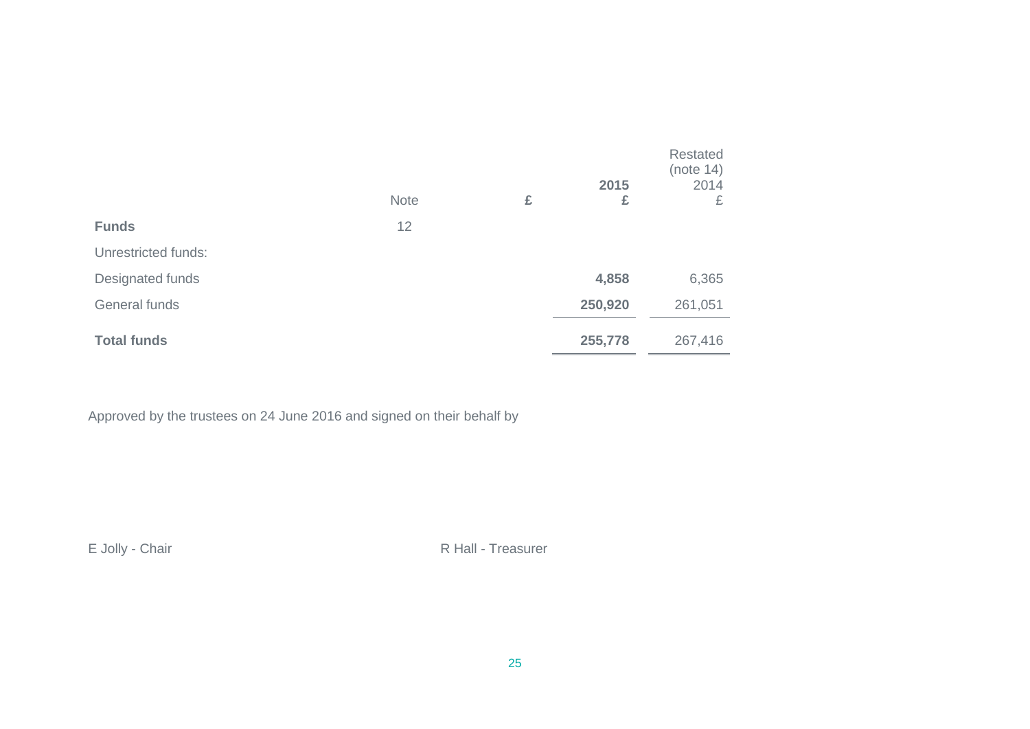| | Note | £ | 2015<br>£ | Restated<br>(note 14)<br>2014<br>£ |
|---|---|---|---|---|
| **Funds** | 12 | | | |
| Unrestricted funds: | | | | |
| Designated funds | | | **4,858** | 6,365 |
| General funds | | | **250,920** | 261,051 |
| **Total funds** | | | **255,778** | 267,416 |

Approved by the trustees on 24 June 2016 and signed on their behalf by

E Jolly - Chair

R Hall - Treasurer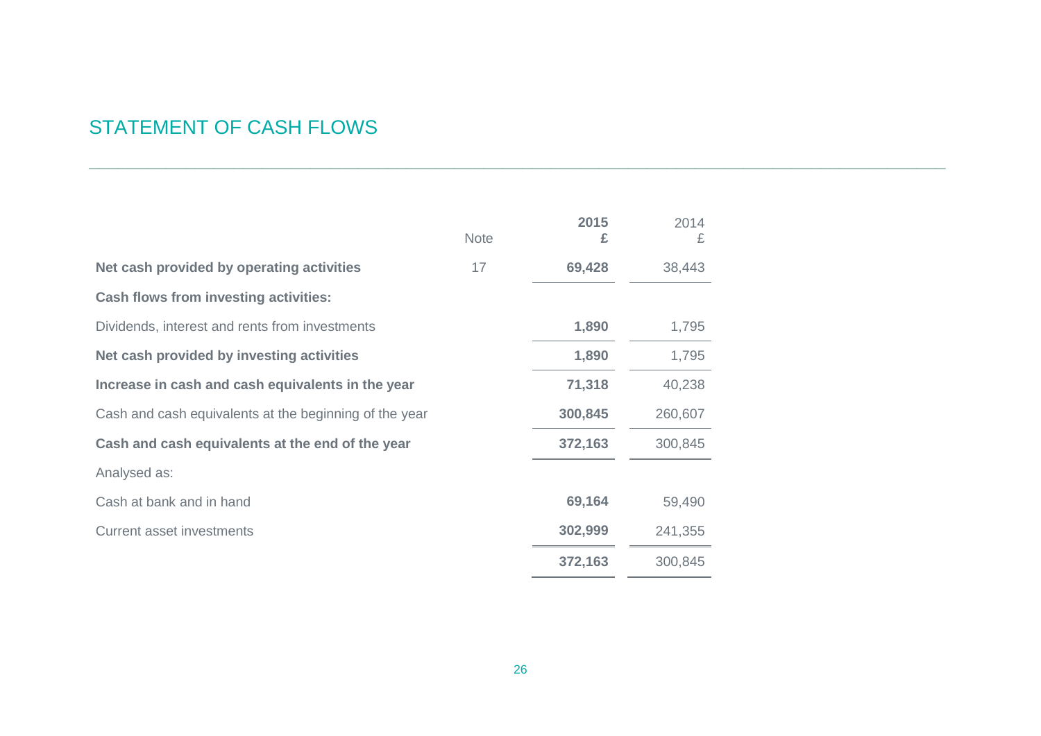# STATEMENT OF CASH FLOWS

| | Note | **2015**<br>**£** | 2014<br>£ |
|---|---|---|---|
| **Net cash provided by operating activities** | 17 | **69,428** | 38,443 |
| **Cash flows from investing activities:** | | | |
| Dividends, interest and rents from investments | | **1,890** | 1,795 |
| **Net cash provided by investing activities** | | **1,890** | 1,795 |
| **Increase in cash and cash equivalents in the year** | | **71,318** | 40,238 |
| Cash and cash equivalents at the beginning of the year | | **300,845** | 260,607 |
| **Cash and cash equivalents at the end of the year** | | **372,163** | 300,845 |
| Analysed as: | | | |
| Cash at bank and in hand | | **69,164** | 59,490 |
| Current asset investments | | **302,999** | 241,355 |
| | | **372,163** | 300,845 |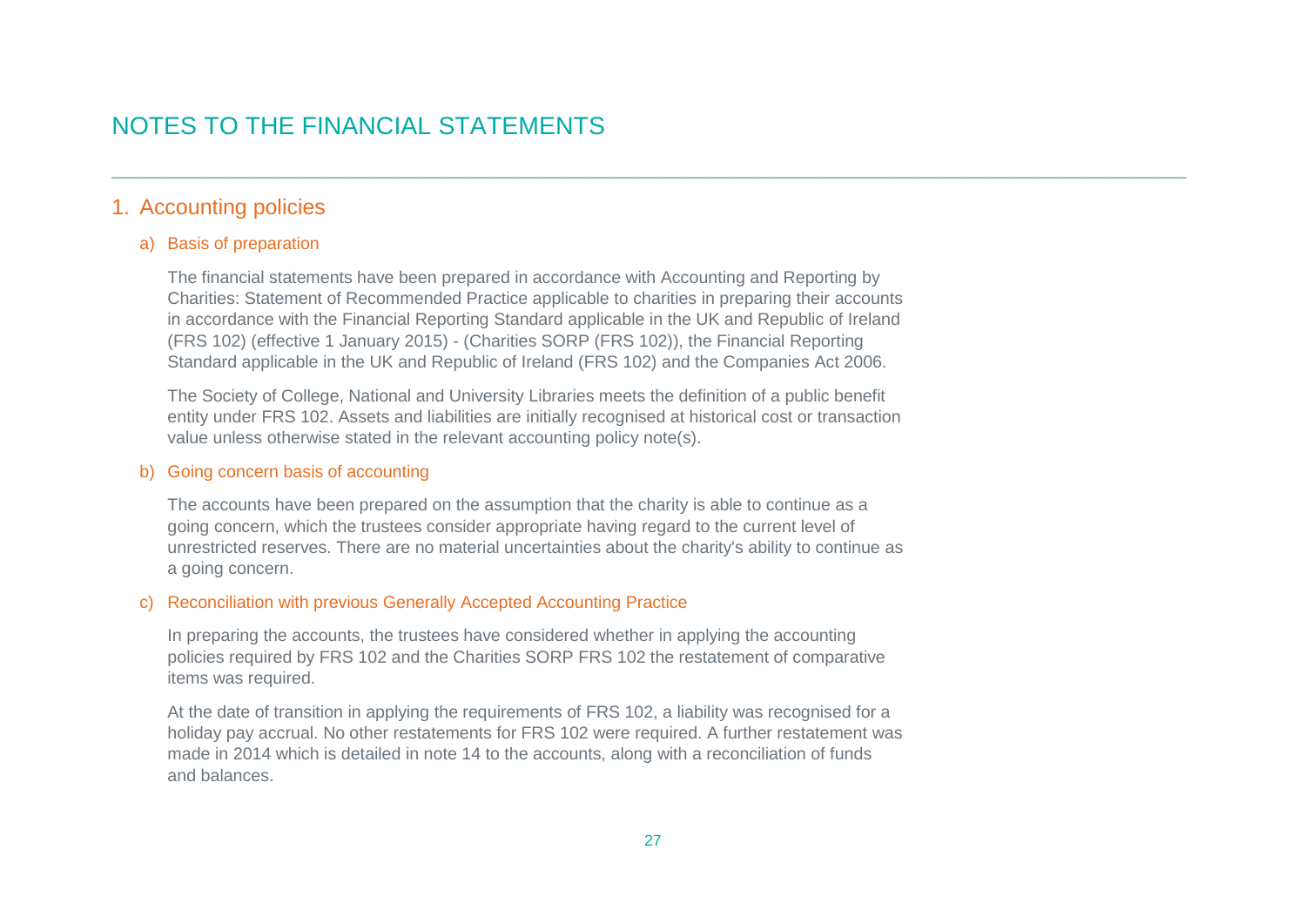# NOTES TO THE FINANCIAL STATEMENTS

## 1. Accounting policies

### a) Basis of preparation

The financial statements have been prepared in accordance with Accounting and Reporting by Charities: Statement of Recommended Practice applicable to charities in preparing their accounts in accordance with the Financial Reporting Standard applicable in the UK and Republic of Ireland (FRS 102) (effective 1 January 2015) - (Charities SORP (FRS 102)), the Financial Reporting Standard applicable in the UK and Republic of Ireland (FRS 102) and the Companies Act 2006.

The Society of College, National and University Libraries meets the definition of a public benefit entity under FRS 102. Assets and liabilities are initially recognised at historical cost or transaction value unless otherwise stated in the relevant accounting policy note(s).

### b) Going concern basis of accounting

The accounts have been prepared on the assumption that the charity is able to continue as a going concern, which the trustees consider appropriate having regard to the current level of unrestricted reserves. There are no material uncertainties about the charity's ability to continue as a going concern.

### c) Reconciliation with previous Generally Accepted Accounting Practice

In preparing the accounts, the trustees have considered whether in applying the accounting policies required by FRS 102 and the Charities SORP FRS 102 the restatement of comparative items was required.

At the date of transition in applying the requirements of FRS 102, a liability was recognised for a holiday pay accrual. No other restatements for FRS 102 were required. A further restatement was made in 2014 which is detailed in note 14 to the accounts, along with a reconciliation of funds and balances.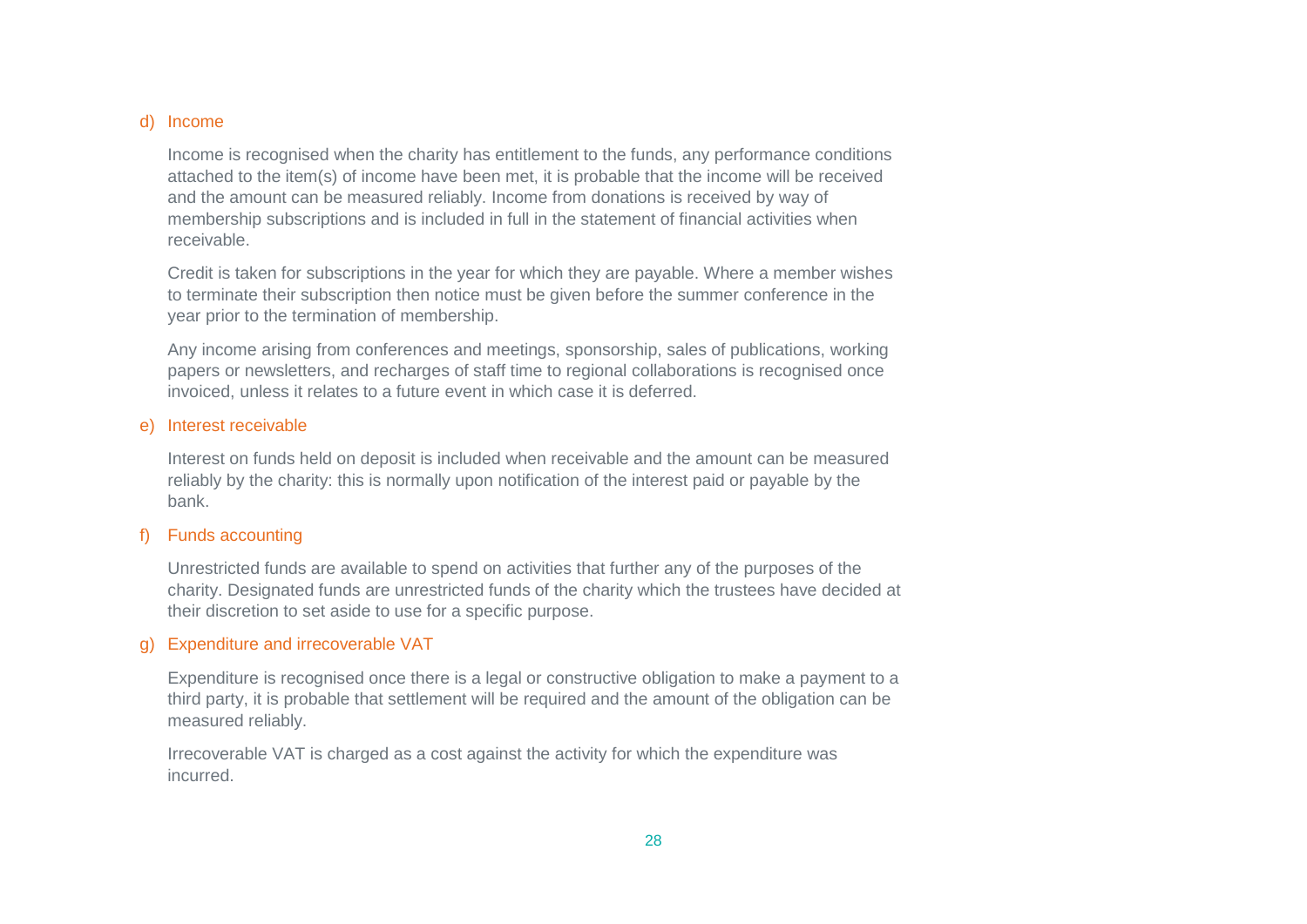d) Income

Income is recognised when the charity has entitlement to the funds, any performance conditions attached to the item(s) of income have been met, it is probable that the income will be received and the amount can be measured reliably. Income from donations is received by way of membership subscriptions and is included in full in the statement of financial activities when receivable.

Credit is taken for subscriptions in the year for which they are payable. Where a member wishes to terminate their subscription then notice must be given before the summer conference in the year prior to the termination of membership.

Any income arising from conferences and meetings, sponsorship, sales of publications, working papers or newsletters, and recharges of staff time to regional collaborations is recognised once invoiced, unless it relates to a future event in which case it is deferred.

e) Interest receivable

Interest on funds held on deposit is included when receivable and the amount can be measured reliably by the charity: this is normally upon notification of the interest paid or payable by the bank.

f) Funds accounting

Unrestricted funds are available to spend on activities that further any of the purposes of the charity. Designated funds are unrestricted funds of the charity which the trustees have decided at their discretion to set aside to use for a specific purpose.

g) Expenditure and irrecoverable VAT

Expenditure is recognised once there is a legal or constructive obligation to make a payment to a third party, it is probable that settlement will be required and the amount of the obligation can be measured reliably.

Irrecoverable VAT is charged as a cost against the activity for which the expenditure was incurred.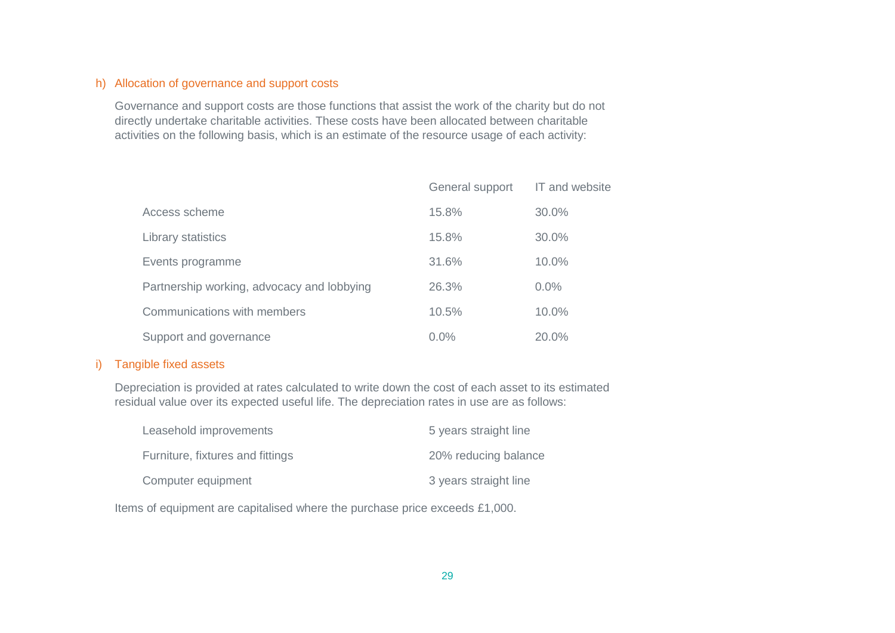### h) Allocation of governance and support costs

Governance and support costs are those functions that assist the work of the charity but do not directly undertake charitable activities. These costs have been allocated between charitable activities on the following basis, which is an estimate of the resource usage of each activity:

| | General support | IT and website |
|---|---|---|
| Access scheme | 15.8% | 30.0% |
| Library statistics | 15.8% | 30.0% |
| Events programme | 31.6% | 10.0% |
| Partnership working, advocacy and lobbying | 26.3% | 0.0% |
| Communications with members | 10.5% | 10.0% |
| Support and governance | 0.0% | 20.0% |

### i) Tangible fixed assets

Depreciation is provided at rates calculated to write down the cost of each asset to its estimated residual value over its expected useful life. The depreciation rates in use are as follows:

| | |
|---|---|
| Leasehold improvements | 5 years straight line |
| Furniture, fixtures and fittings | 20% reducing balance |
| Computer equipment | 3 years straight line |

Items of equipment are capitalised where the purchase price exceeds £1,000.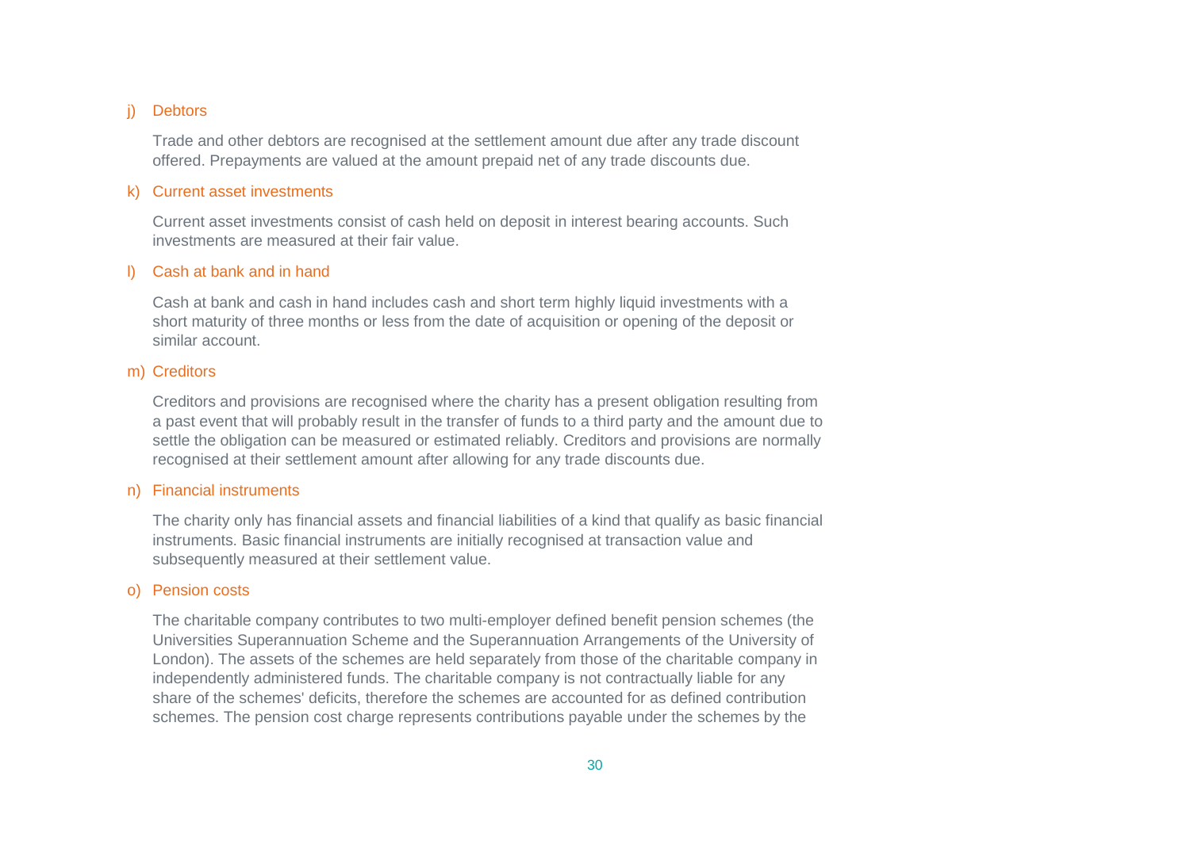### j) Debtors

Trade and other debtors are recognised at the settlement amount due after any trade discount offered. Prepayments are valued at the amount prepaid net of any trade discounts due.

### k) Current asset investments

Current asset investments consist of cash held on deposit in interest bearing accounts. Such investments are measured at their fair value.

### l) Cash at bank and in hand

Cash at bank and cash in hand includes cash and short term highly liquid investments with a short maturity of three months or less from the date of acquisition or opening of the deposit or similar account.

### m) Creditors

Creditors and provisions are recognised where the charity has a present obligation resulting from a past event that will probably result in the transfer of funds to a third party and the amount due to settle the obligation can be measured or estimated reliably. Creditors and provisions are normally recognised at their settlement amount after allowing for any trade discounts due.

### n) Financial instruments

The charity only has financial assets and financial liabilities of a kind that qualify as basic financial instruments. Basic financial instruments are initially recognised at transaction value and subsequently measured at their settlement value.

### o) Pension costs

The charitable company contributes to two multi-employer defined benefit pension schemes (the Universities Superannuation Scheme and the Superannuation Arrangements of the University of London). The assets of the schemes are held separately from those of the charitable company in independently administered funds. The charitable company is not contractually liable for any share of the schemes' deficits, therefore the schemes are accounted for as defined contribution schemes. The pension cost charge represents contributions payable under the schemes by the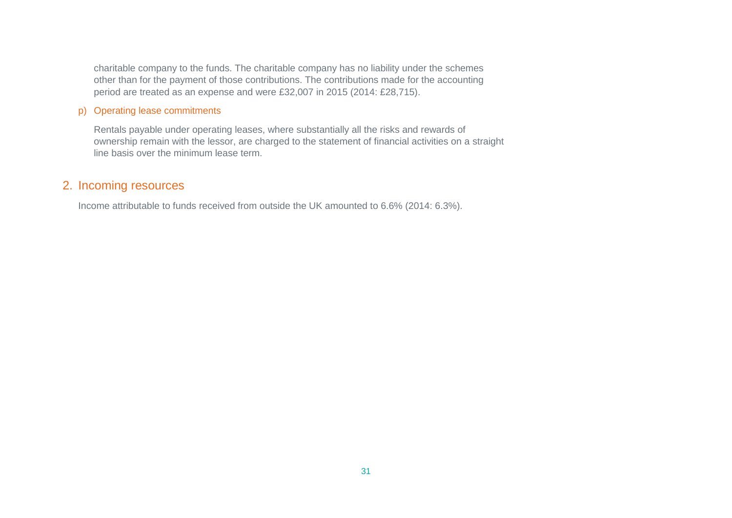charitable company to the funds. The charitable company has no liability under the schemes other than for the payment of those contributions. The contributions made for the accounting period are treated as an expense and were £32,007 in 2015 (2014: £28,715).

p) Operating lease commitments

Rentals payable under operating leases, where substantially all the risks and rewards of ownership remain with the lessor, are charged to the statement of financial activities on a straight line basis over the minimum lease term.

## 2. Incoming resources

Income attributable to funds received from outside the UK amounted to 6.6% (2014: 6.3%).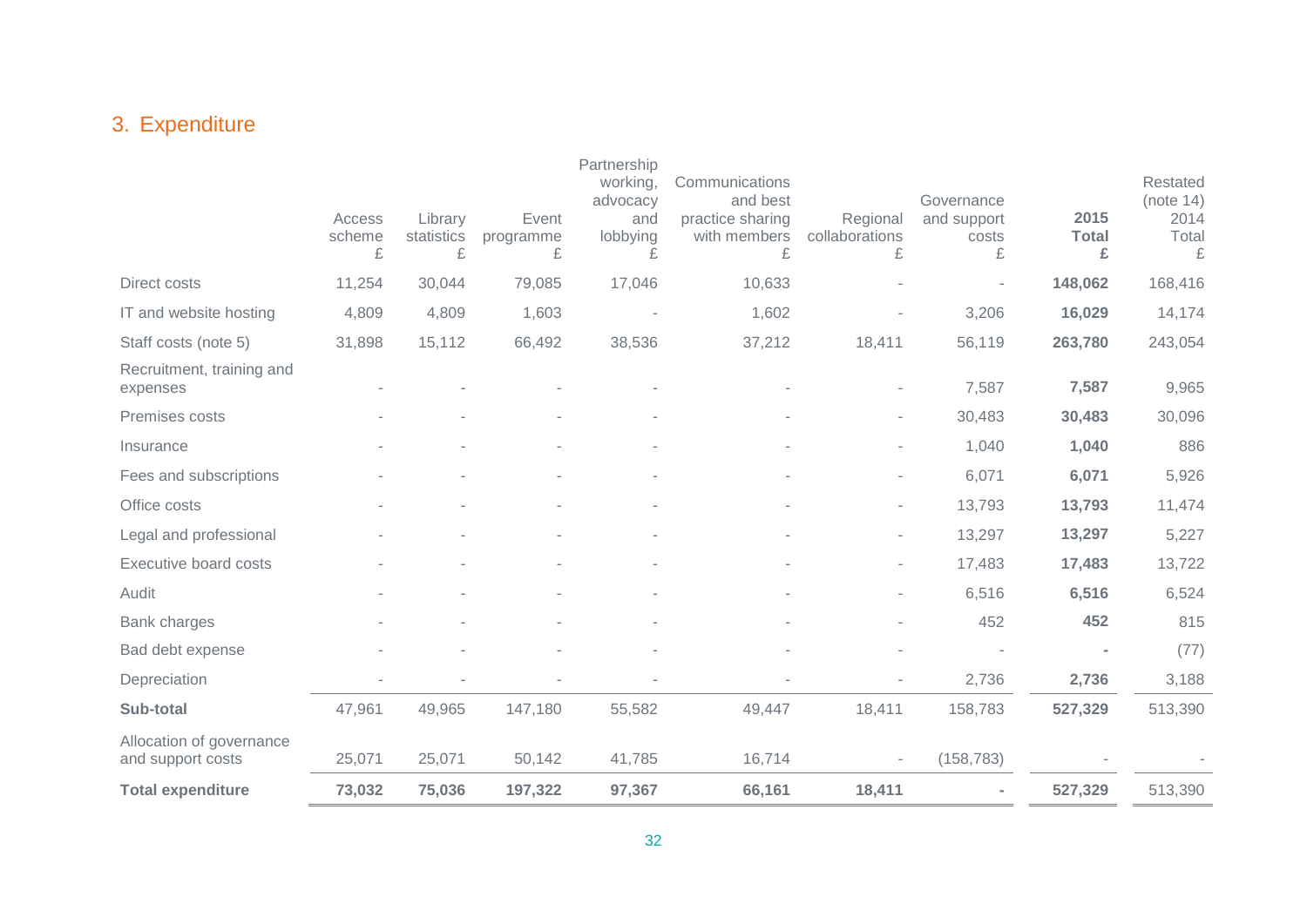## 3. Expenditure

| | Access scheme £ | Library statistics £ | Event programme £ | Partnership working, advocacy and lobbying £ | Communications and best practice sharing with members £ | Regional collaborations £ | Governance and support costs £ | **2015 Total £** | Restated (note 14) 2014 Total £ |
|---|---|---|---|---|---|---|---|---|---|
| Direct costs | 11,254 | 30,044 | 79,085 | 17,046 | 10,633 | - | - | **148,062** | 168,416 |
| IT and website hosting | 4,809 | 4,809 | 1,603 | - | 1,602 | - | 3,206 | **16,029** | 14,174 |
| Staff costs (note 5) | 31,898 | 15,112 | 66,492 | 38,536 | 37,212 | 18,411 | 56,119 | **263,780** | 243,054 |
| Recruitment, training and expenses | - | - | - | - | - | - | 7,587 | **7,587** | 9,965 |
| Premises costs | - | - | - | - | - | - | 30,483 | **30,483** | 30,096 |
| Insurance | - | - | - | - | - | - | 1,040 | **1,040** | 886 |
| Fees and subscriptions | - | - | - | - | - | - | 6,071 | **6,071** | 5,926 |
| Office costs | - | - | - | - | - | - | 13,793 | **13,793** | 11,474 |
| Legal and professional | - | - | - | - | - | - | 13,297 | **13,297** | 5,227 |
| Executive board costs | - | - | - | - | - | - | 17,483 | **17,483** | 13,722 |
| Audit | - | - | - | - | - | - | 6,516 | **6,516** | 6,524 |
| Bank charges | - | - | - | - | - | - | 452 | **452** | 815 |
| Bad debt expense | - | - | - | - | - | - | - | **-** | (77) |
| Depreciation | - | - | - | - | - | - | 2,736 | **2,736** | 3,188 |
| **Sub-total** | 47,961 | 49,965 | 147,180 | 55,582 | 49,447 | 18,411 | 158,783 | **527,329** | 513,390 |
| Allocation of governance and support costs | 25,071 | 25,071 | 50,142 | 41,785 | 16,714 | - | (158,783) | - | - |
| **Total expenditure** | **73,032** | **75,036** | **197,322** | **97,367** | **66,161** | **18,411** | **-** | **527,329** | 513,390 |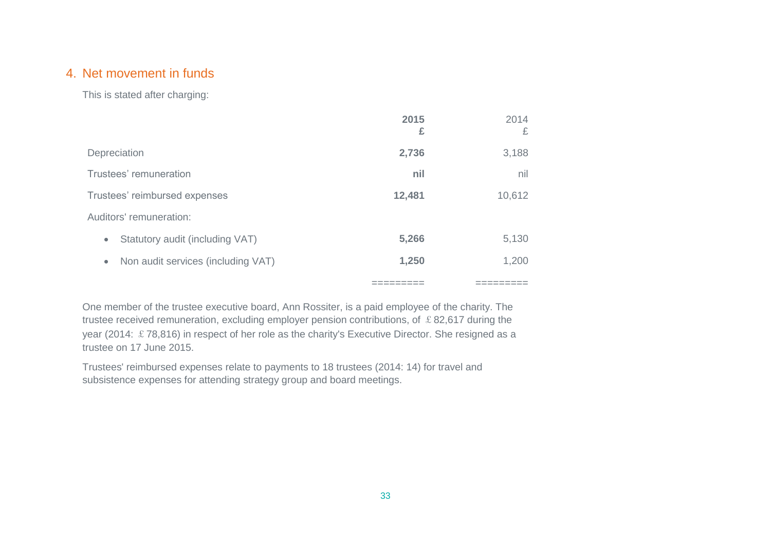## 4. Net movement in funds

This is stated after charging:

| | **2015** **£** | 2014 £ |
|---|---|---|
| Depreciation | **2,736** | 3,188 |
| Trustees' remuneration | **nil** | nil |
| Trustees' reimbursed expenses | **12,481** | 10,612 |
| Auditors' remuneration: | | |
| • Statutory audit (including VAT) | **5,266** | 5,130 |
| • Non audit services (including VAT) | **1,250** | 1,200 |
| | ========= | ========= |

One member of the trustee executive board, Ann Rossiter, is a paid employee of the charity. The trustee received remuneration, excluding employer pension contributions, of £82,617 during the year (2014: £78,816) in respect of her role as the charity's Executive Director. She resigned as a trustee on 17 June 2015.

Trustees' reimbursed expenses relate to payments to 18 trustees (2014: 14) for travel and subsistence expenses for attending strategy group and board meetings.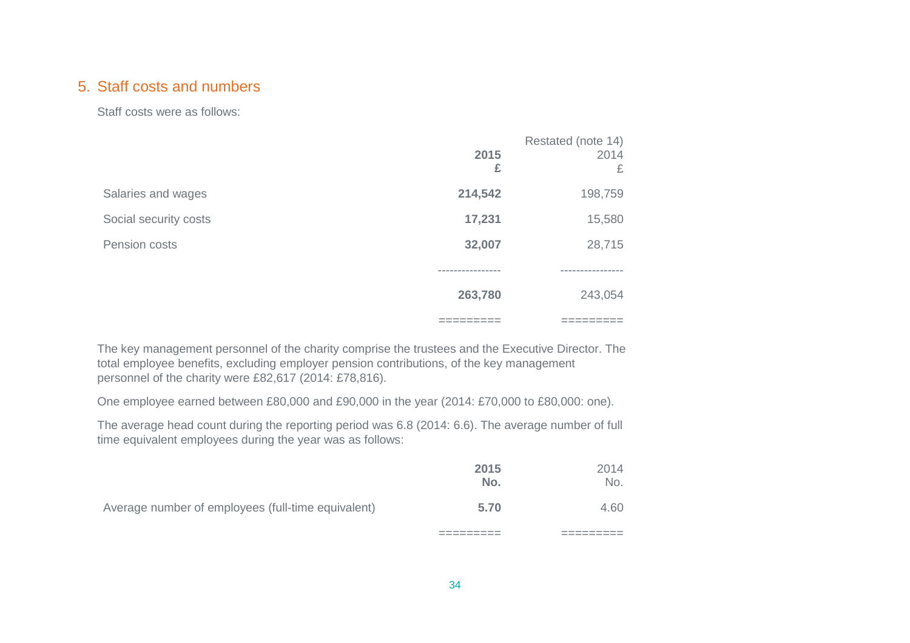## 5. Staff costs and numbers

Staff costs were as follows:

| | **2015** | Restated (note 14) 2014 |
|---|---|---|
| | **£** | £ |
| Salaries and wages | **214,542** | 198,759 |
| Social security costs | **17,231** | 15,580 |
| Pension costs | **32,007** | 28,715 |
| | **263,780** | 243,054 |

The key management personnel of the charity comprise the trustees and the Executive Director. The total employee benefits, excluding employer pension contributions, of the key management personnel of the charity were £82,617 (2014: £78,816).

One employee earned between £80,000 and £90,000 in the year (2014: £70,000 to £80,000: one).

The average head count during the reporting period was 6.8 (2014: 6.6). The average number of full time equivalent employees during the year was as follows:

| | **2015** | 2014 |
|---|---|---|
| | **No.** | No. |
| Average number of employees (full-time equivalent) | **5.70** | 4.60 |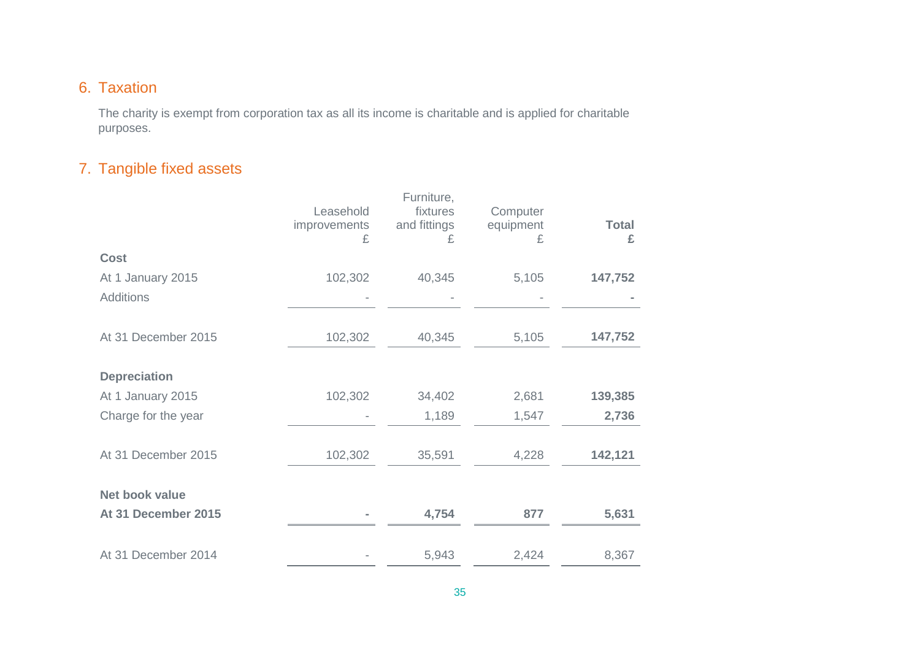## 6. Taxation

The charity is exempt from corporation tax as all its income is charitable and is applied for charitable purposes.

## 7. Tangible fixed assets

| | Leasehold improvements £ | Furniture, fixtures and fittings £ | Computer equipment £ | **Total £** |
|---|---|---|---|---|
| **Cost** | | | | |
| At 1 January 2015 | 102,302 | 40,345 | 5,105 | **147,752** |
| Additions | - | - | - | **-** |
| At 31 December 2015 | 102,302 | 40,345 | 5,105 | **147,752** |
| **Depreciation** | | | | |
| At 1 January 2015 | 102,302 | 34,402 | 2,681 | **139,385** |
| Charge for the year | - | 1,189 | 1,547 | **2,736** |
| At 31 December 2015 | 102,302 | 35,591 | 4,228 | **142,121** |
| **Net book value** | | | | |
| **At 31 December 2015** | **-** | **4,754** | **877** | **5,631** |
| At 31 December 2014 | - | 5,943 | 2,424 | 8,367 |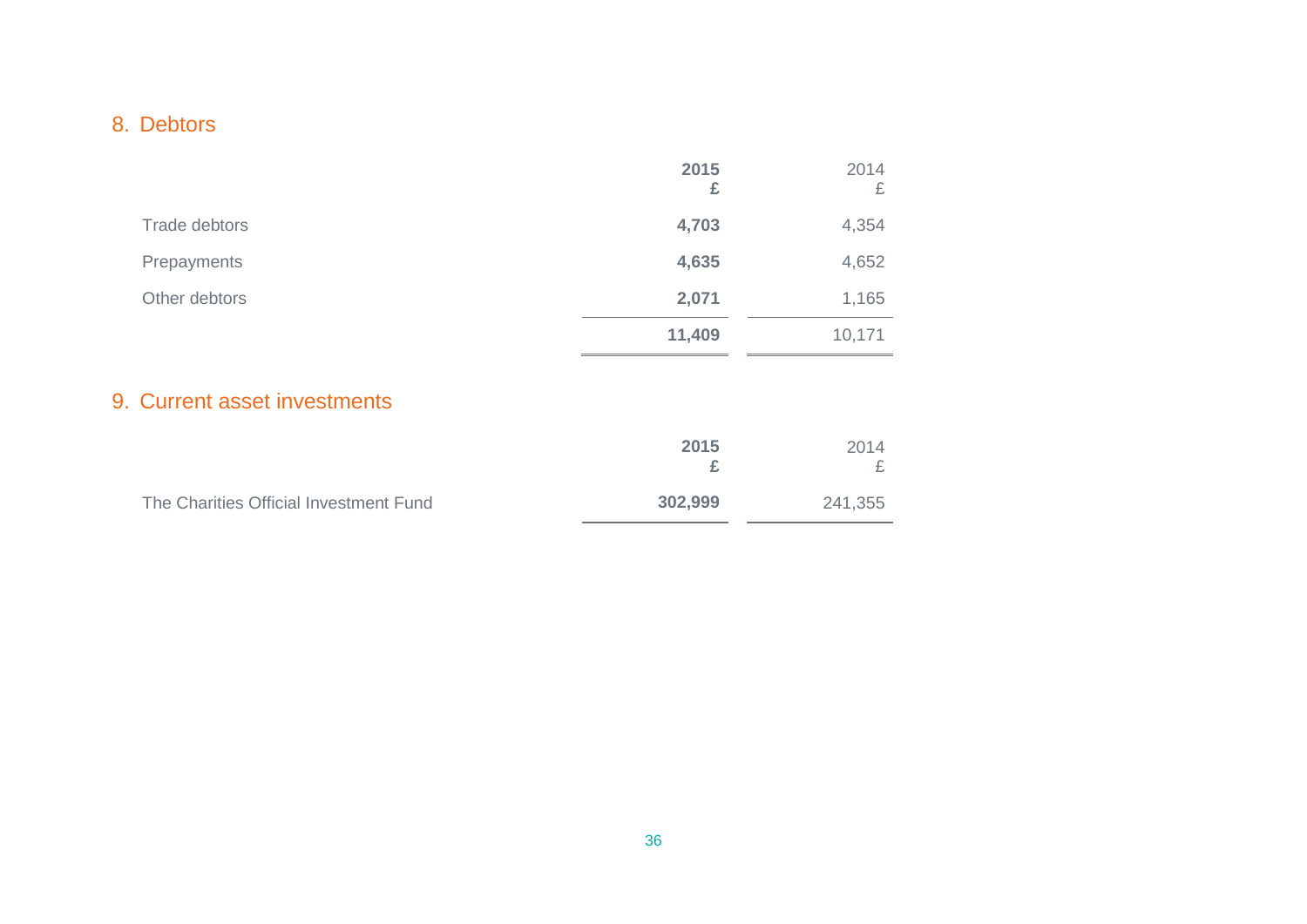## 8. Debtors

| | 2015<br>£ | 2014<br>£ |
|---|---|---|
| Trade debtors | **4,703** | 4,354 |
| Prepayments | **4,635** | 4,652 |
| Other debtors | **2,071** | 1,165 |
| | **11,409** | 10,171 |

## 9. Current asset investments

| | 2015<br>£ | 2014<br>£ |
|---|---|---|
| The Charities Official Investment Fund | **302,999** | 241,355 |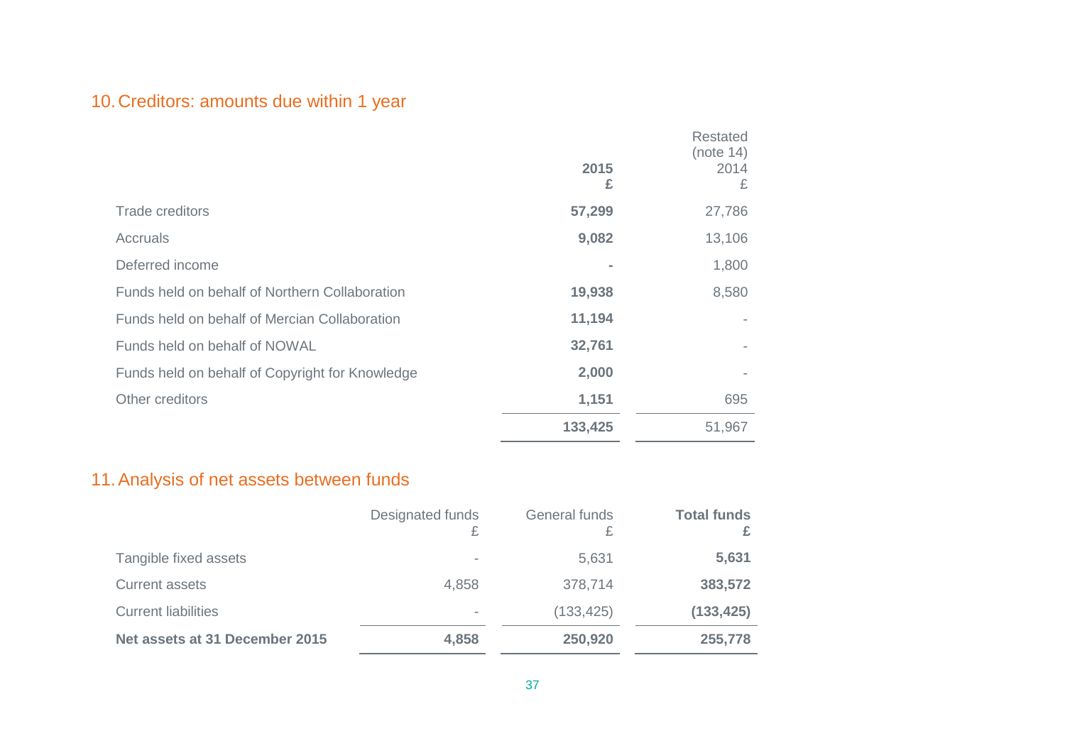## 10. Creditors: amounts due within 1 year

| | 2015<br>£ | Restated (note 14)<br>2014<br>£ |
|---|---|---|
| Trade creditors | **57,299** | 27,786 |
| Accruals | **9,082** | 13,106 |
| Deferred income | **-** | 1,800 |
| Funds held on behalf of Northern Collaboration | **19,938** | 8,580 |
| Funds held on behalf of Mercian Collaboration | **11,194** | - |
| Funds held on behalf of NOWAL | **32,761** | - |
| Funds held on behalf of Copyright for Knowledge | **2,000** | - |
| Other creditors | **1,151** | 695 |
| | **133,425** | 51,967 |

## 11. Analysis of net assets between funds

| | Designated funds<br>£ | General funds<br>£ | **Total funds**<br>**£** |
|---|---|---|---|
| Tangible fixed assets | - | 5,631 | **5,631** |
| Current assets | 4,858 | 378,714 | **383,572** |
| Current liabilities | - | (133,425) | **(133,425)** |
| **Net assets at 31 December 2015** | **4,858** | **250,920** | **255,778** |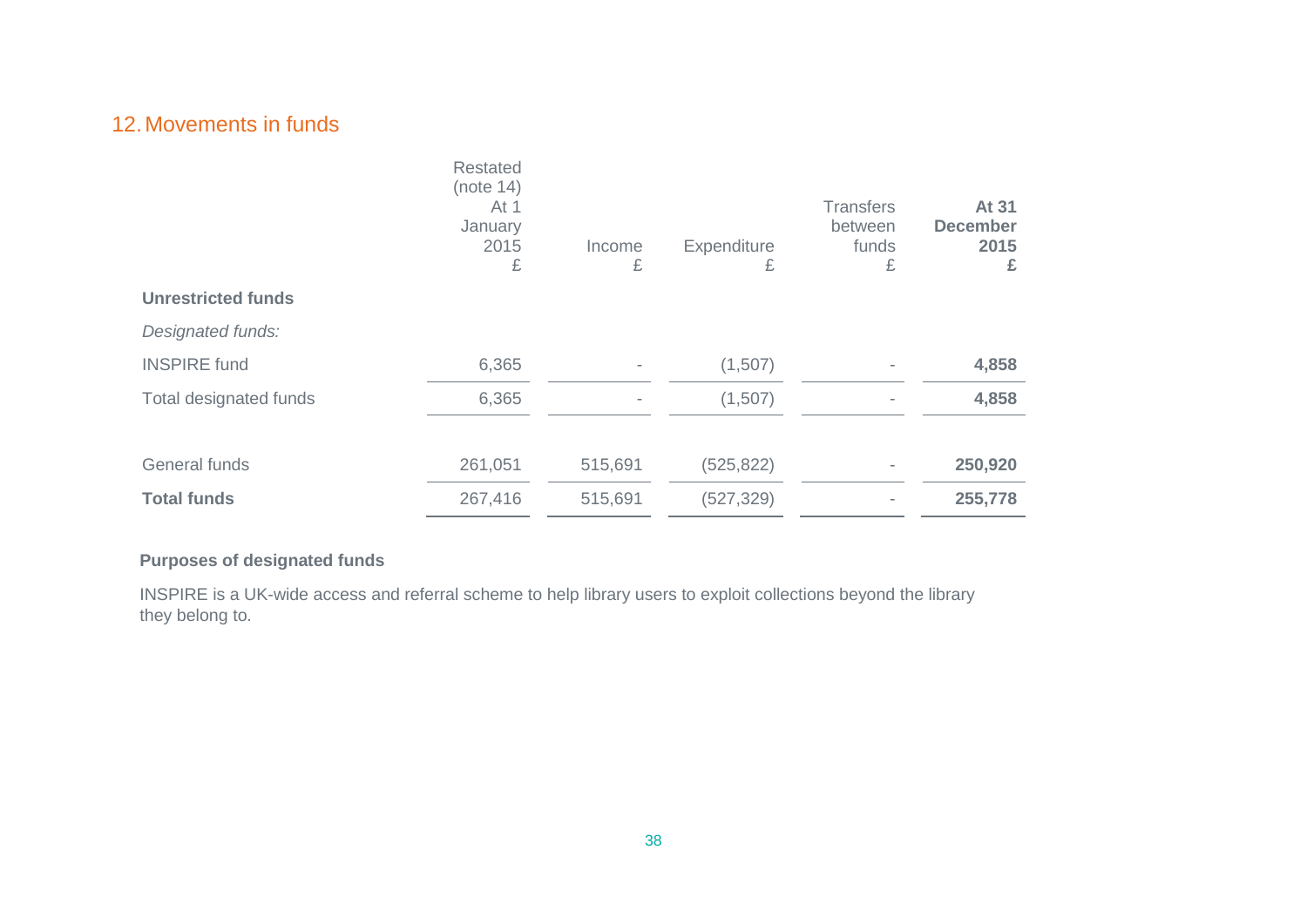## 12. Movements in funds

| | Restated (note 14) At 1 January 2015 £ | Income £ | Expenditure £ | Transfers between funds £ | **At 31 December 2015 £** |
|---|---|---|---|---|---|
| **Unrestricted funds** | | | | | |
| *Designated funds:* | | | | | |
| INSPIRE fund | 6,365 | - | (1,507) | - | **4,858** |
| Total designated funds | 6,365 | - | (1,507) | - | **4,858** |
| | | | | | |
| General funds | 261,051 | 515,691 | (525,822) | - | **250,920** |
| **Total funds** | 267,416 | 515,691 | (527,329) | - | **255,778** |

**Purposes of designated funds**

INSPIRE is a UK-wide access and referral scheme to help library users to exploit collections beyond the library they belong to.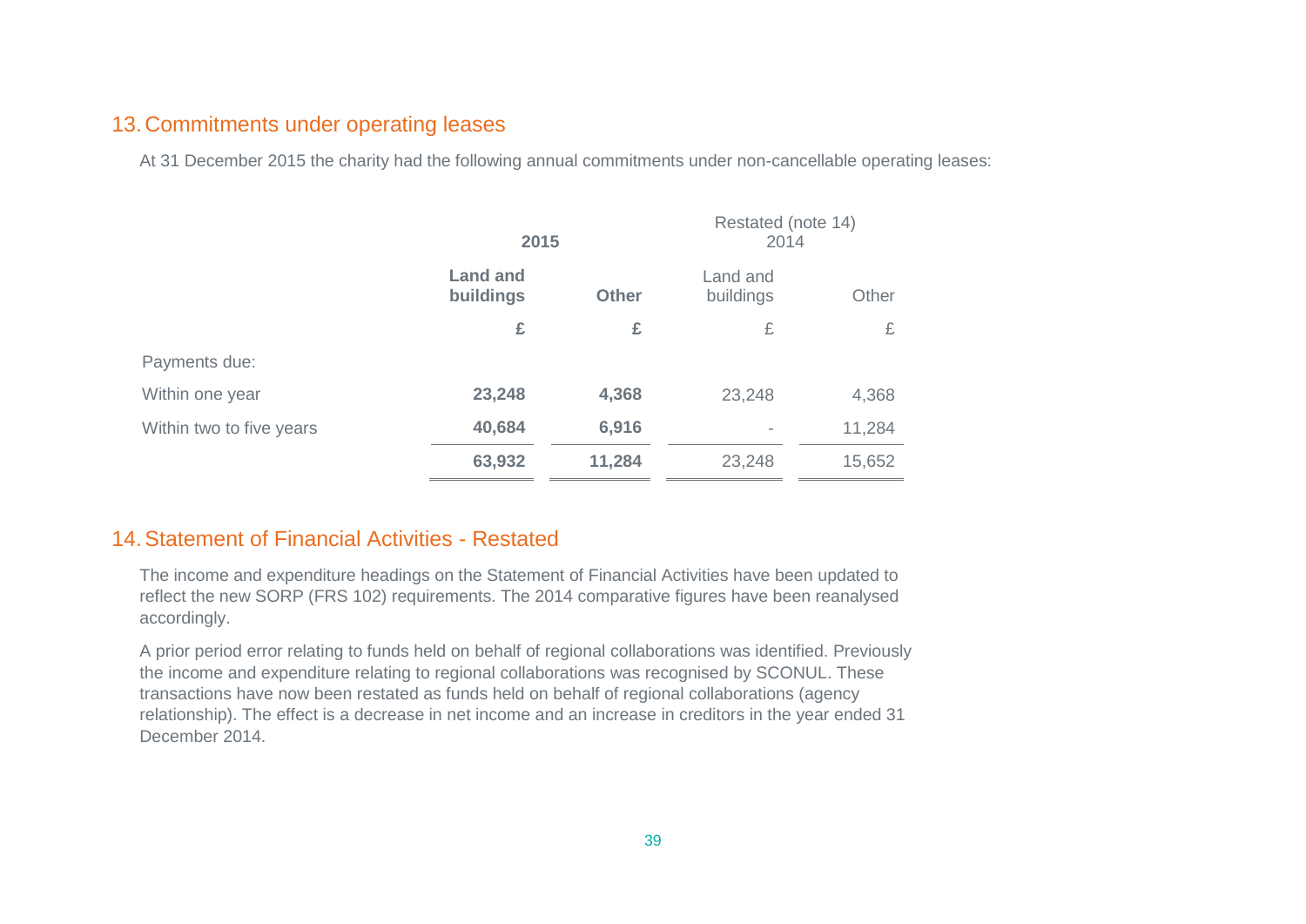## 13. Commitments under operating leases

At 31 December 2015 the charity had the following annual commitments under non-cancellable operating leases:

| | **2015** | | Restated (note 14) 2014 | |
|---|---|---|---|---|
| | **Land and buildings** | **Other** | Land and buildings | Other |
| | **£** | **£** | £ | £ |
| Payments due: | | | | |
| Within one year | **23,248** | **4,368** | 23,248 | 4,368 |
| Within two to five years | **40,684** | **6,916** | - | 11,284 |
| | **63,932** | **11,284** | 23,248 | 15,652 |

## 14. Statement of Financial Activities - Restated

The income and expenditure headings on the Statement of Financial Activities have been updated to reflect the new SORP (FRS 102) requirements. The 2014 comparative figures have been reanalysed accordingly.

A prior period error relating to funds held on behalf of regional collaborations was identified. Previously the income and expenditure relating to regional collaborations was recognised by SCONUL. These transactions have now been restated as funds held on behalf of regional collaborations (agency relationship). The effect is a decrease in net income and an increase in creditors in the year ended 31 December 2014.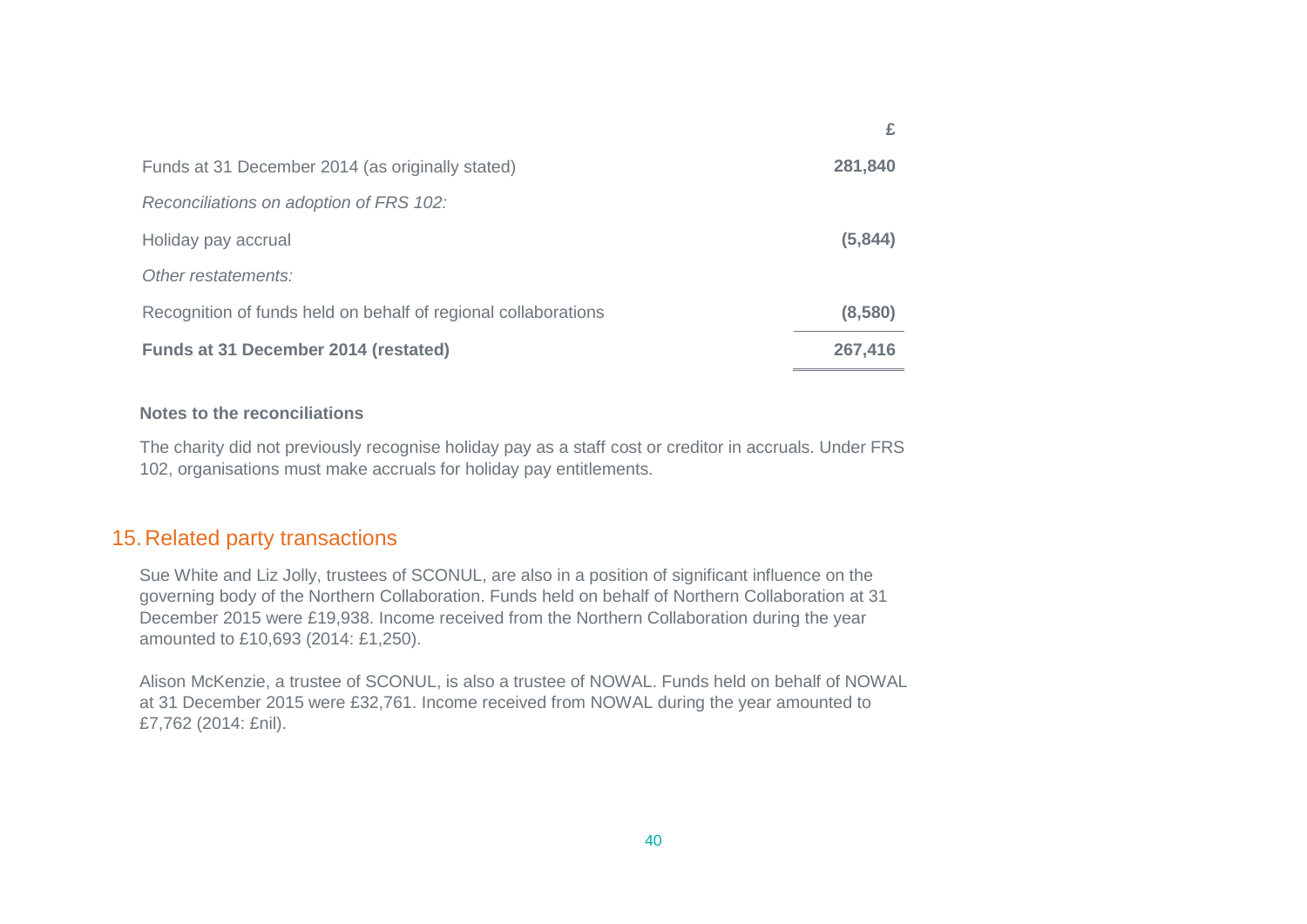| | £ |
|---|---|
| Funds at 31 December 2014 (as originally stated) | **281,840** |
| *Reconciliations on adoption of FRS 102:* | |
| Holiday pay accrual | **(5,844)** |
| *Other restatements:* | |
| Recognition of funds held on behalf of regional collaborations | **(8,580)** |
| **Funds at 31 December 2014 (restated)** | **267,416** |

**Notes to the reconciliations**

The charity did not previously recognise holiday pay as a staff cost or creditor in accruals. Under FRS 102, organisations must make accruals for holiday pay entitlements.

## 15. Related party transactions

Sue White and Liz Jolly, trustees of SCONUL, are also in a position of significant influence on the governing body of the Northern Collaboration. Funds held on behalf of Northern Collaboration at 31 December 2015 were £19,938. Income received from the Northern Collaboration during the year amounted to £10,693 (2014: £1,250).

Alison McKenzie, a trustee of SCONUL, is also a trustee of NOWAL. Funds held on behalf of NOWAL at 31 December 2015 were £32,761. Income received from NOWAL during the year amounted to £7,762 (2014: £nil).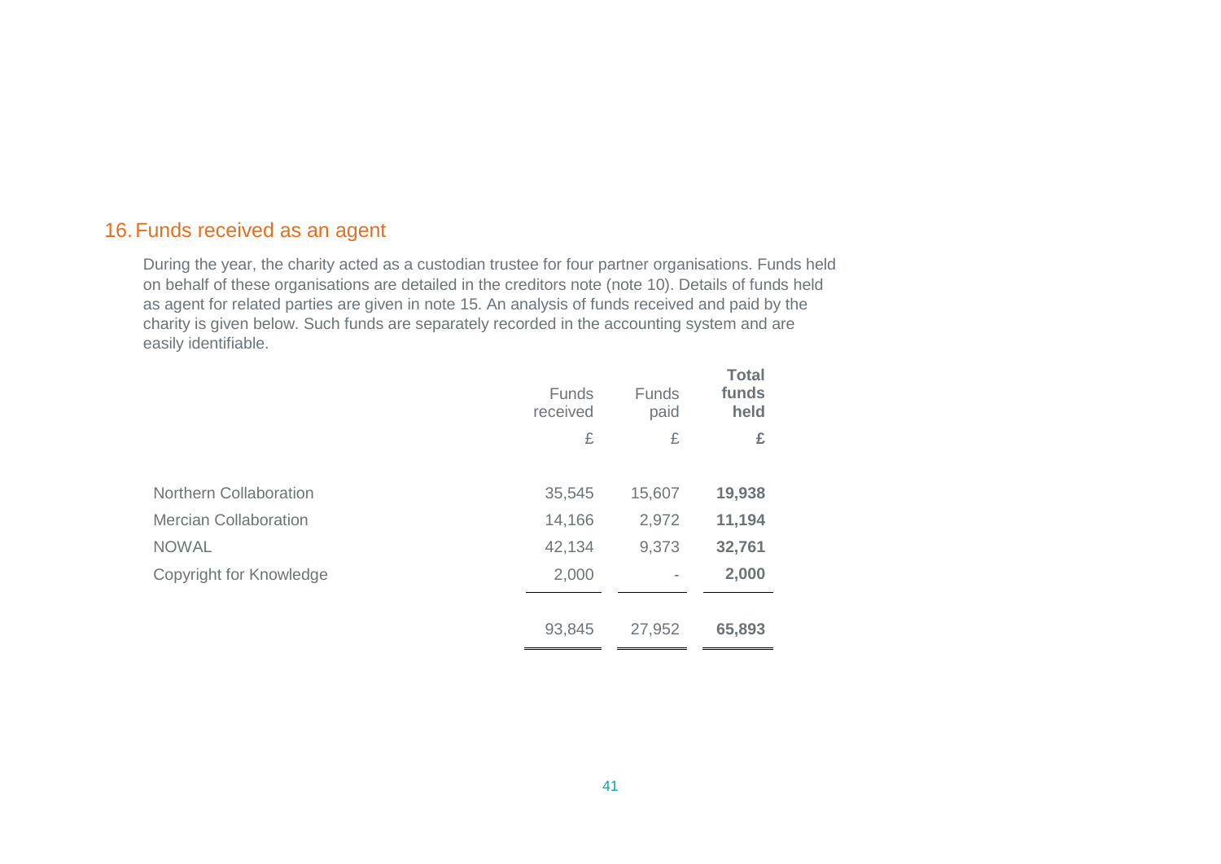## 16. Funds received as an agent

During the year, the charity acted as a custodian trustee for four partner organisations. Funds held on behalf of these organisations are detailed in the creditors note (note 10). Details of funds held as agent for related parties are given in note 15. An analysis of funds received and paid by the charity is given below. Such funds are separately recorded in the accounting system and are easily identifiable.

| | Funds received | Funds paid | **Total funds held** |
|---|---|---|---|
| | £ | £ | **£** |
| Northern Collaboration | 35,545 | 15,607 | **19,938** |
| Mercian Collaboration | 14,166 | 2,972 | **11,194** |
| NOWAL | 42,134 | 9,373 | **32,761** |
| Copyright for Knowledge | 2,000 | - | **2,000** |
| | 93,845 | 27,952 | **65,893** |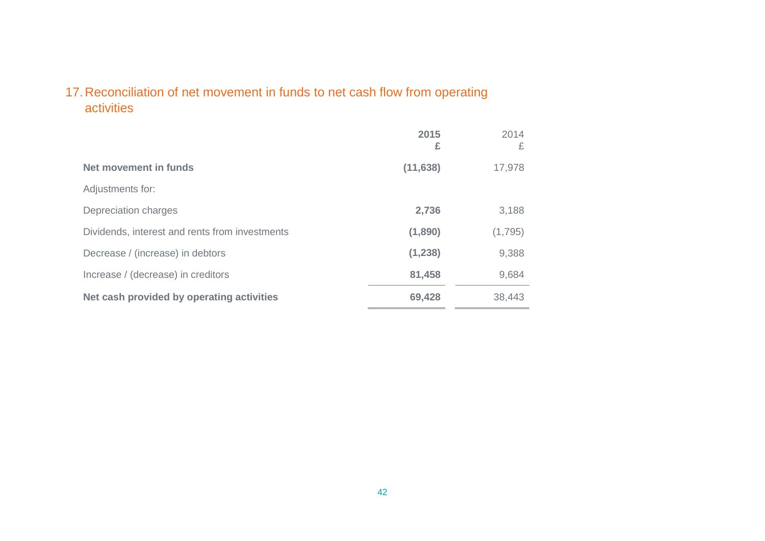## 17. Reconciliation of net movement in funds to net cash flow from operating activities

| | 2015 £ | 2014 £ |
|---|---|---|
| **Net movement in funds** | **(11,638)** | 17,978 |
| Adjustments for: | | |
| Depreciation charges | **2,736** | 3,188 |
| Dividends, interest and rents from investments | **(1,890)** | (1,795) |
| Decrease / (increase) in debtors | **(1,238)** | 9,388 |
| Increase / (decrease) in creditors | **81,458** | 9,684 |
| **Net cash provided by operating activities** | **69,428** | 38,443 |